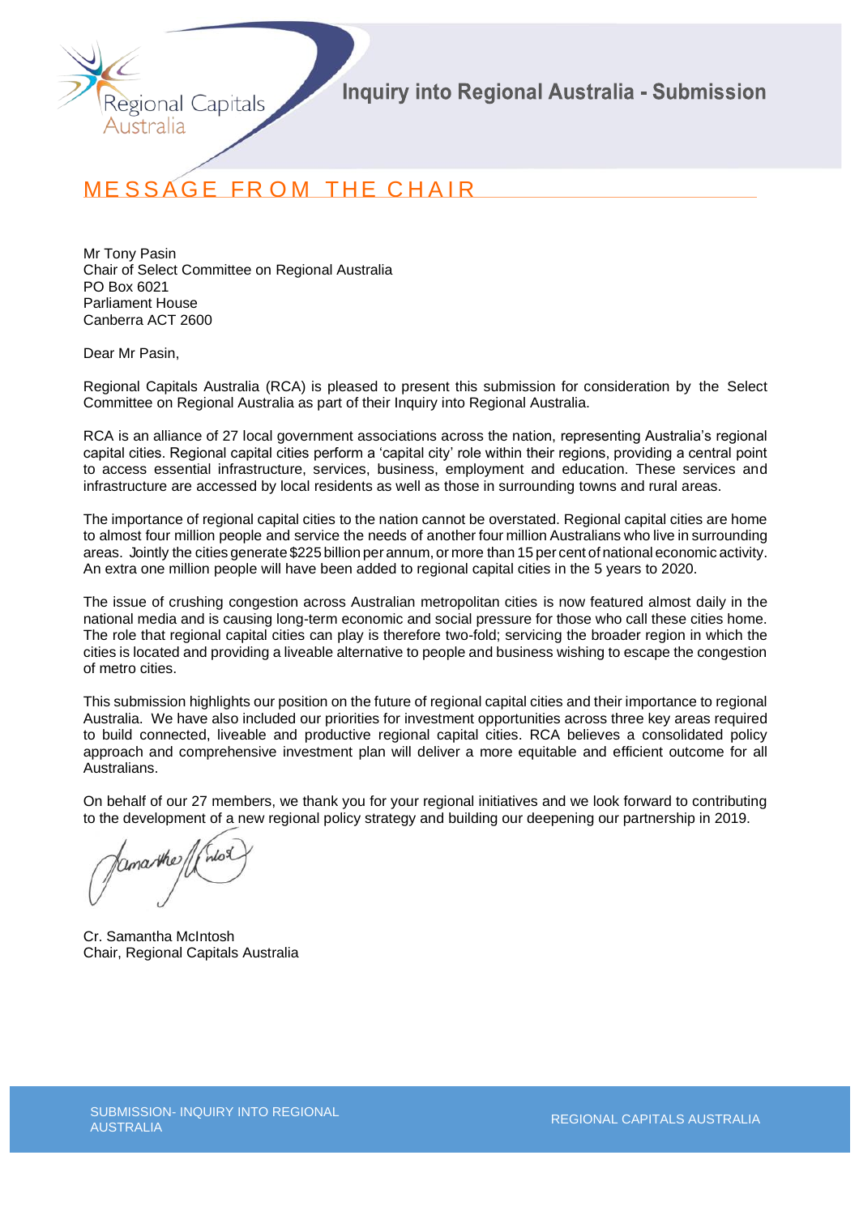# MESSAGE FROM THE CHAIR

Mr Tony Pasin
Chair of Select Committee on Regional Australia
PO Box 6021
Parliament House
Canberra ACT 2600

Dear Mr Pasin,

Regional Capitals Australia (RCA) is pleased to present this submission for consideration by the Select Committee on Regional Australia as part of their Inquiry into Regional Australia.

RCA is an alliance of 27 local government associations across the nation, representing Australia's regional capital cities. Regional capital cities perform a 'capital city' role within their regions, providing a central point to access essential infrastructure, services, business, employment and education. These services and infrastructure are accessed by local residents as well as those in surrounding towns and rural areas.

The importance of regional capital cities to the nation cannot be overstated. Regional capital cities are home to almost four million people and service the needs of another four million Australians who live in surrounding areas. Jointly the cities generate $225 billion per annum, or more than 15 per cent of national economic activity. An extra one million people will have been added to regional capital cities in the 5 years to 2020.

The issue of crushing congestion across Australian metropolitan cities is now featured almost daily in the national media and is causing long-term economic and social pressure for those who call these cities home. The role that regional capital cities can play is therefore two-fold; servicing the broader region in which the cities is located and providing a liveable alternative to people and business wishing to escape the congestion of metro cities.

This submission highlights our position on the future of regional capital cities and their importance to regional Australia. We have also included our priorities for investment opportunities across three key areas required to build connected, liveable and productive regional capital cities. RCA believes a consolidated policy approach and comprehensive investment plan will deliver a more equitable and efficient outcome for all Australians.

On behalf of our 27 members, we thank you for your regional initiatives and we look forward to contributing to the development of a new regional policy strategy and building our deepening our partnership in 2019.

Cr. Samantha McIntosh
Chair, Regional Capitals Australia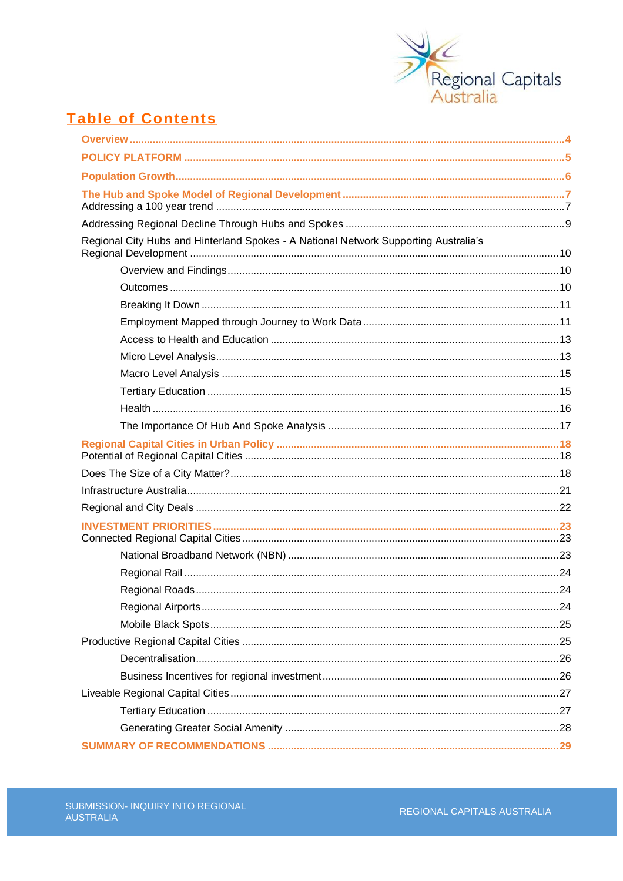## Table of Contents

- **Overview** .......... 4
- **POLICY PLATFORM** .......... 5
- **Population Growth** .......... 6
- **The Hub and Spoke Model of Regional Development** .......... 7
  - Addressing a 100 year trend .......... 7
  - Addressing Regional Decline Through Hubs and Spokes .......... 9
  - Regional City Hubs and Hinterland Spokes - A National Network Supporting Australia's Regional Development .......... 10
    - Overview and Findings .......... 10
    - Outcomes .......... 10
    - Breaking It Down .......... 11
    - Employment Mapped through Journey to Work Data .......... 11
    - Access to Health and Education .......... 13
    - Micro Level Analysis .......... 13
    - Macro Level Analysis .......... 15
    - Tertiary Education .......... 15
    - Health .......... 16
    - The Importance Of Hub And Spoke Analysis .......... 17
- **Regional Capital Cities in Urban Policy** .......... 18
  - Potential of Regional Capital Cities .......... 18
  - Does The Size of a City Matter? .......... 18
  - Infrastructure Australia .......... 21
  - Regional and City Deals .......... 22
- **INVESTMENT PRIORITIES** .......... 23
  - Connected Regional Capital Cities .......... 23
    - National Broadband Network (NBN) .......... 23
    - Regional Rail .......... 24
    - Regional Roads .......... 24
    - Regional Airports .......... 24
    - Mobile Black Spots .......... 25
  - Productive Regional Capital Cities .......... 25
    - Decentralisation .......... 26
    - Business Incentives for regional investment .......... 26
  - Liveable Regional Capital Cities .......... 27
    - Tertiary Education .......... 27
    - Generating Greater Social Amenity .......... 28
- **SUMMARY OF RECOMMENDATIONS** .......... 29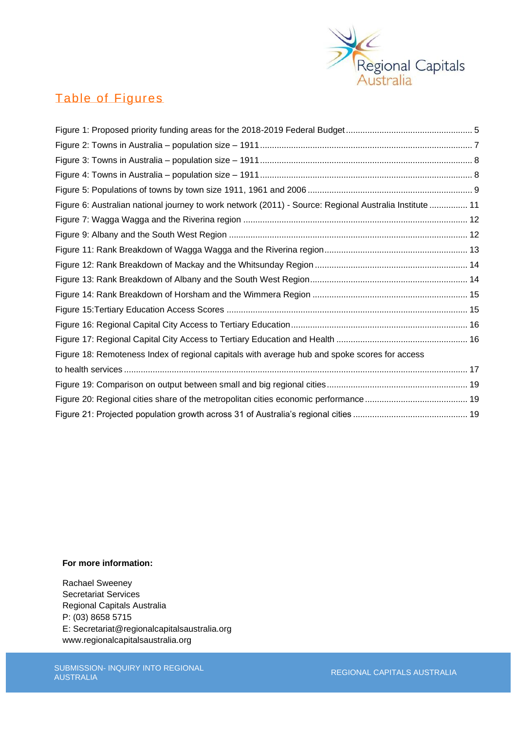## Table of Figures

Figure 1: Proposed priority funding areas for the 2018-2019 Federal Budget .................................................... 5

Figure 2: Towns in Australia – population size – 1911 ........................................................................................ 7

Figure 3: Towns in Australia – population size – 1911 ........................................................................................ 8

Figure 4: Towns in Australia – population size – 1911 ........................................................................................ 8

Figure 5: Populations of towns by town size 1911, 1961 and 2006 .................................................................... 9

Figure 6: Australian national journey to work network (2011) - Source: Regional Australia Institute ................ 11

Figure 7: Wagga Wagga and the Riverina region ............................................................................................ 12

Figure 9: Albany and the South West Region ................................................................................................... 12

Figure 11: Rank Breakdown of Wagga Wagga and the Riverina region ........................................................... 13

Figure 12: Rank Breakdown of Mackay and the Whitsunday Region ............................................................... 14

Figure 13: Rank Breakdown of Albany and the South West Region ................................................................. 14

Figure 14: Rank Breakdown of Horsham and the Wimmera Region ................................................................ 15

Figure 15:Tertiary Education Access Scores .................................................................................................... 15

Figure 16: Regional Capital City Access to Tertiary Education ......................................................................... 16

Figure 17: Regional Capital City Access to Tertiary Education and Health ...................................................... 16

Figure 18: Remoteness Index of regional capitals with average hub and spoke scores for access to health services ............................................................................................................................................. 17

Figure 19: Comparison on output between small and big regional cities .......................................................... 19

Figure 20: Regional cities share of the metropolitan cities economic performance .......................................... 19

Figure 21: Projected population growth across 31 of Australia's regional cities ............................................... 19

**For more information:**

Rachael Sweeney
Secretariat Services
Regional Capitals Australia
P: (03) 8658 5715
E: Secretariat@regionalcapitalsaustralia.org
www.regionalcapitalsaustralia.org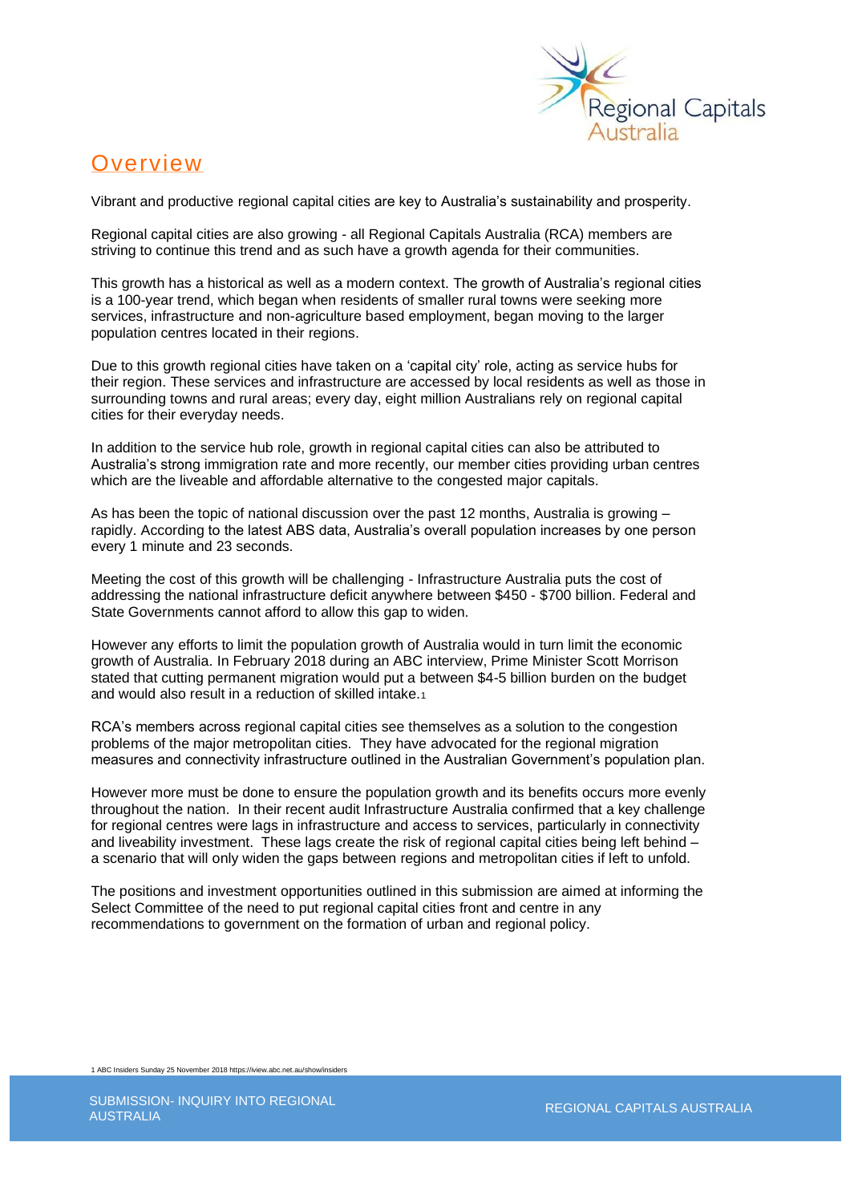# Overview

Vibrant and productive regional capital cities are key to Australia's sustainability and prosperity.

Regional capital cities are also growing - all Regional Capitals Australia (RCA) members are striving to continue this trend and as such have a growth agenda for their communities.

This growth has a historical as well as a modern context. The growth of Australia's regional cities is a 100-year trend, which began when residents of smaller rural towns were seeking more services, infrastructure and non-agriculture based employment, began moving to the larger population centres located in their regions.

Due to this growth regional cities have taken on a 'capital city' role, acting as service hubs for their region. These services and infrastructure are accessed by local residents as well as those in surrounding towns and rural areas; every day, eight million Australians rely on regional capital cities for their everyday needs.

In addition to the service hub role, growth in regional capital cities can also be attributed to Australia's strong immigration rate and more recently, our member cities providing urban centres which are the liveable and affordable alternative to the congested major capitals.

As has been the topic of national discussion over the past 12 months, Australia is growing – rapidly. According to the latest ABS data, Australia's overall population increases by one person every 1 minute and 23 seconds.

Meeting the cost of this growth will be challenging - Infrastructure Australia puts the cost of addressing the national infrastructure deficit anywhere between $450 - $700 billion. Federal and State Governments cannot afford to allow this gap to widen.

However any efforts to limit the population growth of Australia would in turn limit the economic growth of Australia. In February 2018 during an ABC interview, Prime Minister Scott Morrison stated that cutting permanent migration would put a between $4-5 billion burden on the budget and would also result in a reduction of skilled intake.[1]

RCA's members across regional capital cities see themselves as a solution to the congestion problems of the major metropolitan cities. They have advocated for the regional migration measures and connectivity infrastructure outlined in the Australian Government's population plan.

However more must be done to ensure the population growth and its benefits occurs more evenly throughout the nation. In their recent audit Infrastructure Australia confirmed that a key challenge for regional centres were lags in infrastructure and access to services, particularly in connectivity and liveability investment. These lags create the risk of regional capital cities being left behind – a scenario that will only widen the gaps between regions and metropolitan cities if left to unfold.

The positions and investment opportunities outlined in this submission are aimed at informing the Select Committee of the need to put regional capital cities front and centre in any recommendations to government on the formation of urban and regional policy.

1 ABC Insiders Sunday 25 November 2018 https://iview.abc.net.au/show/insiders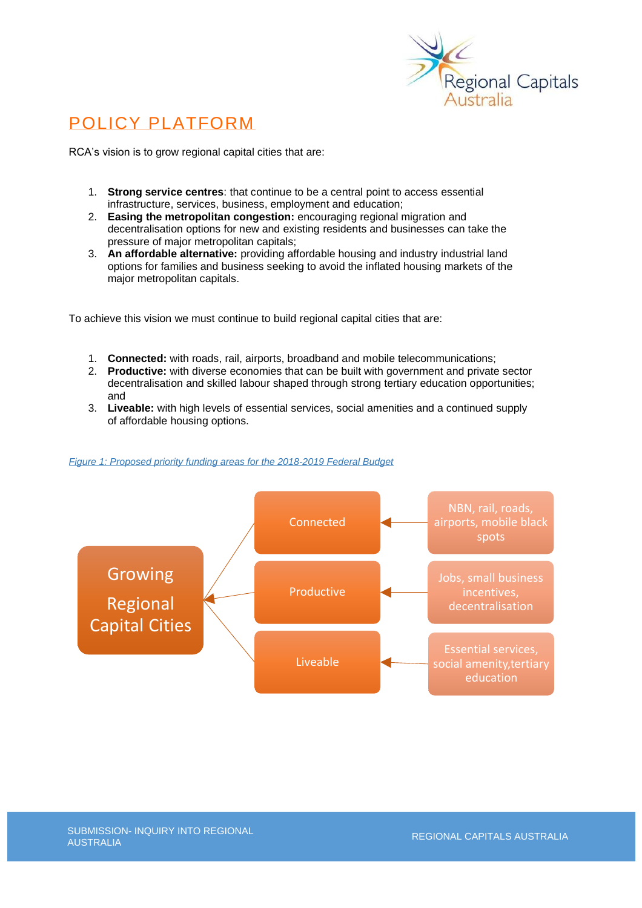# POLICY PLATFORM

RCA's vision is to grow regional capital cities that are:

1. **Strong service centres**: that continue to be a central point to access essential infrastructure, services, business, employment and education;
2. **Easing the metropolitan congestion:** encouraging regional migration and decentralisation options for new and existing residents and businesses can take the pressure of major metropolitan capitals;
3. **An affordable alternative:** providing affordable housing and industry industrial land options for families and business seeking to avoid the inflated housing markets of the major metropolitan capitals.

To achieve this vision we must continue to build regional capital cities that are:

1. **Connected:** with roads, rail, airports, broadband and mobile telecommunications;
2. **Productive:** with diverse economies that can be built with government and private sector decentralisation and skilled labour shaped through strong tertiary education opportunities; and
3. **Liveable:** with high levels of essential services, social amenities and a continued supply of affordable housing options.

*Figure 1: Proposed priority funding areas for the 2018-2019 Federal Budget*

Growing Regional Capital Cities ← Connected ← NBN, rail, roads, airports, mobile black spots

Growing Regional Capital Cities ← Productive ← Jobs, small business incentives, decentralisation

Growing Regional Capital Cities ← Liveable ← Essential services, social amenity,tertiary education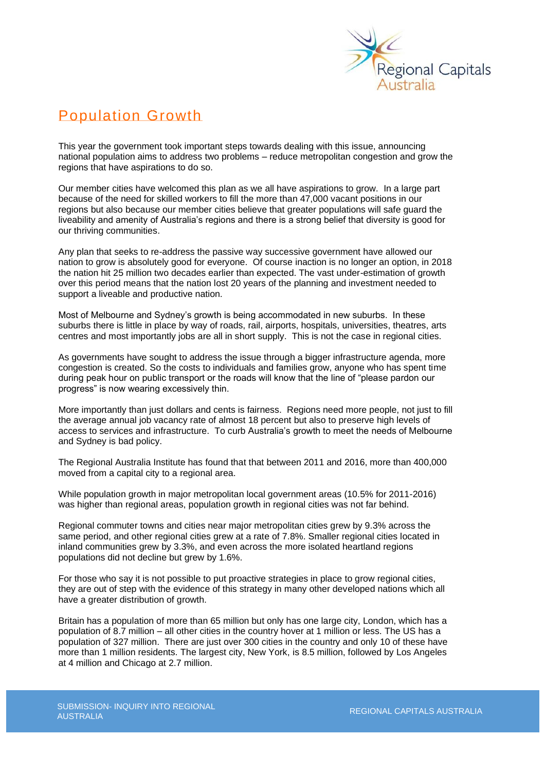## Population Growth

This year the government took important steps towards dealing with this issue, announcing national population aims to address two problems – reduce metropolitan congestion and grow the regions that have aspirations to do so.

Our member cities have welcomed this plan as we all have aspirations to grow. In a large part because of the need for skilled workers to fill the more than 47,000 vacant positions in our regions but also because our member cities believe that greater populations will safe guard the liveability and amenity of Australia's regions and there is a strong belief that diversity is good for our thriving communities.

Any plan that seeks to re-address the passive way successive government have allowed our nation to grow is absolutely good for everyone. Of course inaction is no longer an option, in 2018 the nation hit 25 million two decades earlier than expected. The vast under-estimation of growth over this period means that the nation lost 20 years of the planning and investment needed to support a liveable and productive nation.

Most of Melbourne and Sydney's growth is being accommodated in new suburbs. In these suburbs there is little in place by way of roads, rail, airports, hospitals, universities, theatres, arts centres and most importantly jobs are all in short supply. This is not the case in regional cities.

As governments have sought to address the issue through a bigger infrastructure agenda, more congestion is created. So the costs to individuals and families grow, anyone who has spent time during peak hour on public transport or the roads will know that the line of "please pardon our progress" is now wearing excessively thin.

More importantly than just dollars and cents is fairness. Regions need more people, not just to fill the average annual job vacancy rate of almost 18 percent but also to preserve high levels of access to services and infrastructure. To curb Australia's growth to meet the needs of Melbourne and Sydney is bad policy.

The Regional Australia Institute has found that that between 2011 and 2016, more than 400,000 moved from a capital city to a regional area.

While population growth in major metropolitan local government areas (10.5% for 2011-2016) was higher than regional areas, population growth in regional cities was not far behind.

Regional commuter towns and cities near major metropolitan cities grew by 9.3% across the same period, and other regional cities grew at a rate of 7.8%. Smaller regional cities located in inland communities grew by 3.3%, and even across the more isolated heartland regions populations did not decline but grew by 1.6%.

For those who say it is not possible to put proactive strategies in place to grow regional cities, they are out of step with the evidence of this strategy in many other developed nations which all have a greater distribution of growth.

Britain has a population of more than 65 million but only has one large city, London, which has a population of 8.7 million – all other cities in the country hover at 1 million or less. The US has a population of 327 million. There are just over 300 cities in the country and only 10 of these have more than 1 million residents. The largest city, New York, is 8.5 million, followed by Los Angeles at 4 million and Chicago at 2.7 million.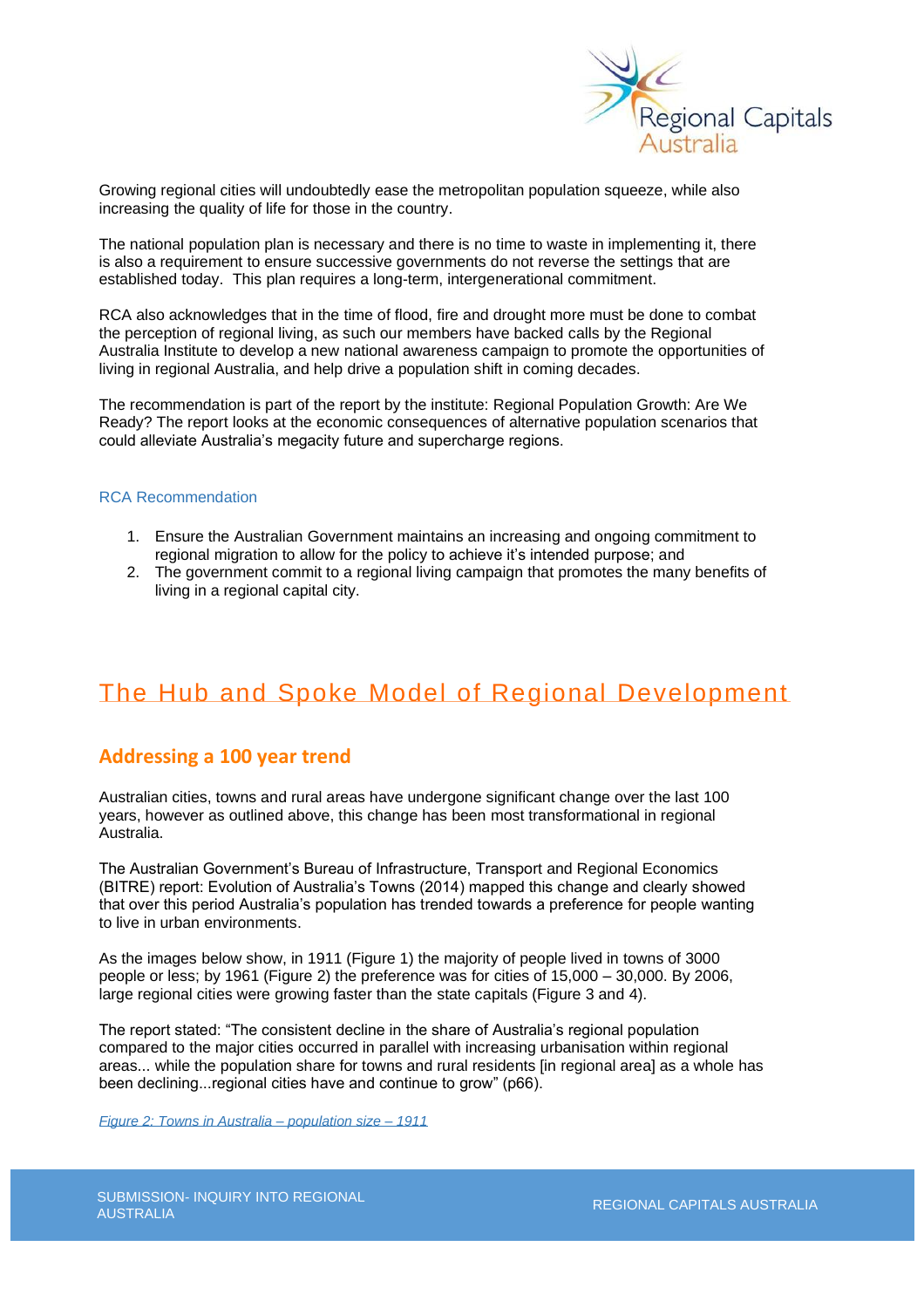Growing regional cities will undoubtedly ease the metropolitan population squeeze, while also increasing the quality of life for those in the country.

The national population plan is necessary and there is no time to waste in implementing it, there is also a requirement to ensure successive governments do not reverse the settings that are established today. This plan requires a long-term, intergenerational commitment.

RCA also acknowledges that in the time of flood, fire and drought more must be done to combat the perception of regional living, as such our members have backed calls by the Regional Australia Institute to develop a new national awareness campaign to promote the opportunities of living in regional Australia, and help drive a population shift in coming decades.

The recommendation is part of the report by the institute: Regional Population Growth: Are We Ready? The report looks at the economic consequences of alternative population scenarios that could alleviate Australia's megacity future and supercharge regions.

### RCA Recommendation

1. Ensure the Australian Government maintains an increasing and ongoing commitment to regional migration to allow for the policy to achieve it's intended purpose; and
2. The government commit to a regional living campaign that promotes the many benefits of living in a regional capital city.

# The Hub and Spoke Model of Regional Development

## Addressing a 100 year trend

Australian cities, towns and rural areas have undergone significant change over the last 100 years, however as outlined above, this change has been most transformational in regional Australia.

The Australian Government's Bureau of Infrastructure, Transport and Regional Economics (BITRE) report: Evolution of Australia's Towns (2014) mapped this change and clearly showed that over this period Australia's population has trended towards a preference for people wanting to live in urban environments.

As the images below show, in 1911 (Figure 1) the majority of people lived in towns of 3000 people or less; by 1961 (Figure 2) the preference was for cities of 15,000 – 30,000. By 2006, large regional cities were growing faster than the state capitals (Figure 3 and 4).

The report stated: "The consistent decline in the share of Australia's regional population compared to the major cities occurred in parallel with increasing urbanisation within regional areas... while the population share for towns and rural residents [in regional area] as a whole has been declining...regional cities have and continue to grow" (p66).

*Figure 2: Towns in Australia – population size – 1911*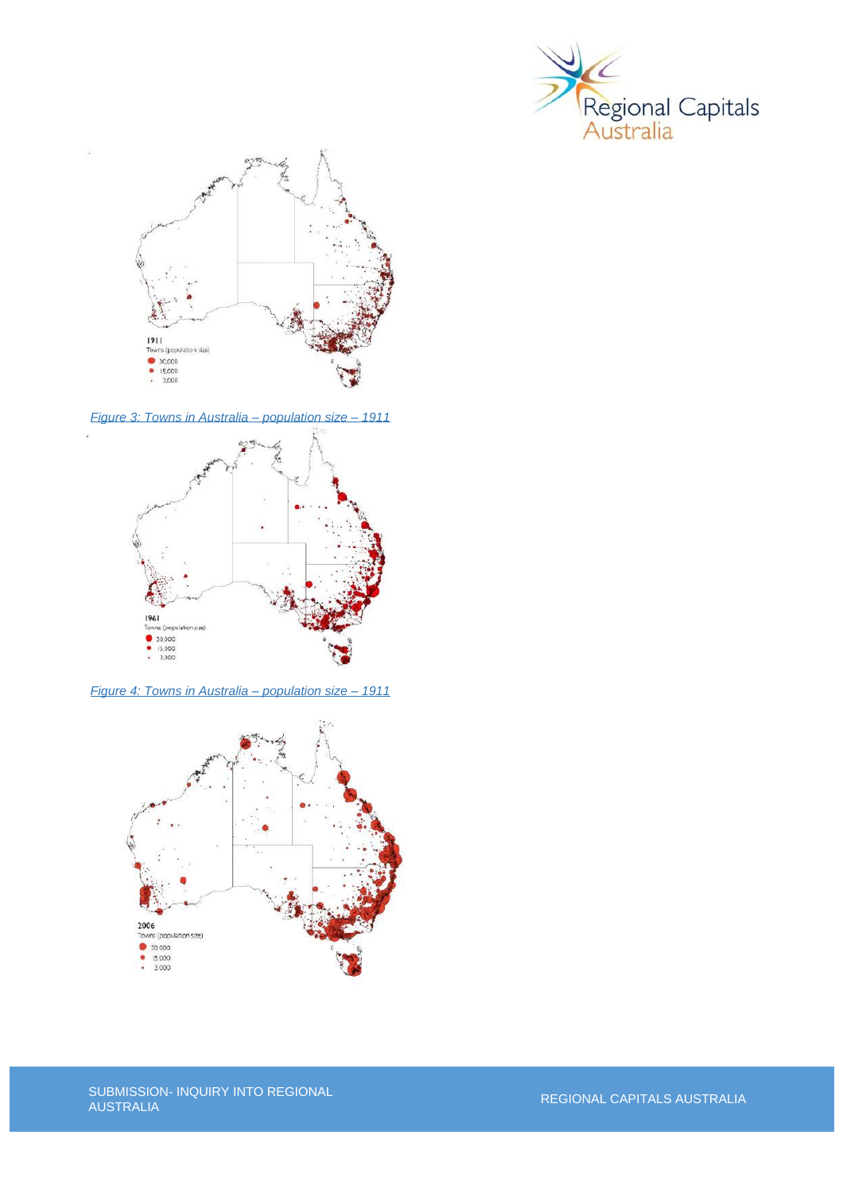1911
Towns (population size)
30,000
15,000
3,000

*Figure 3: Towns in Australia – population size – 1911*

1961
Towns (population size)
30,000
15,000
3,000

*Figure 4: Towns in Australia – population size – 1911*

2006
Towns (population size)
30,000
15,000
3,000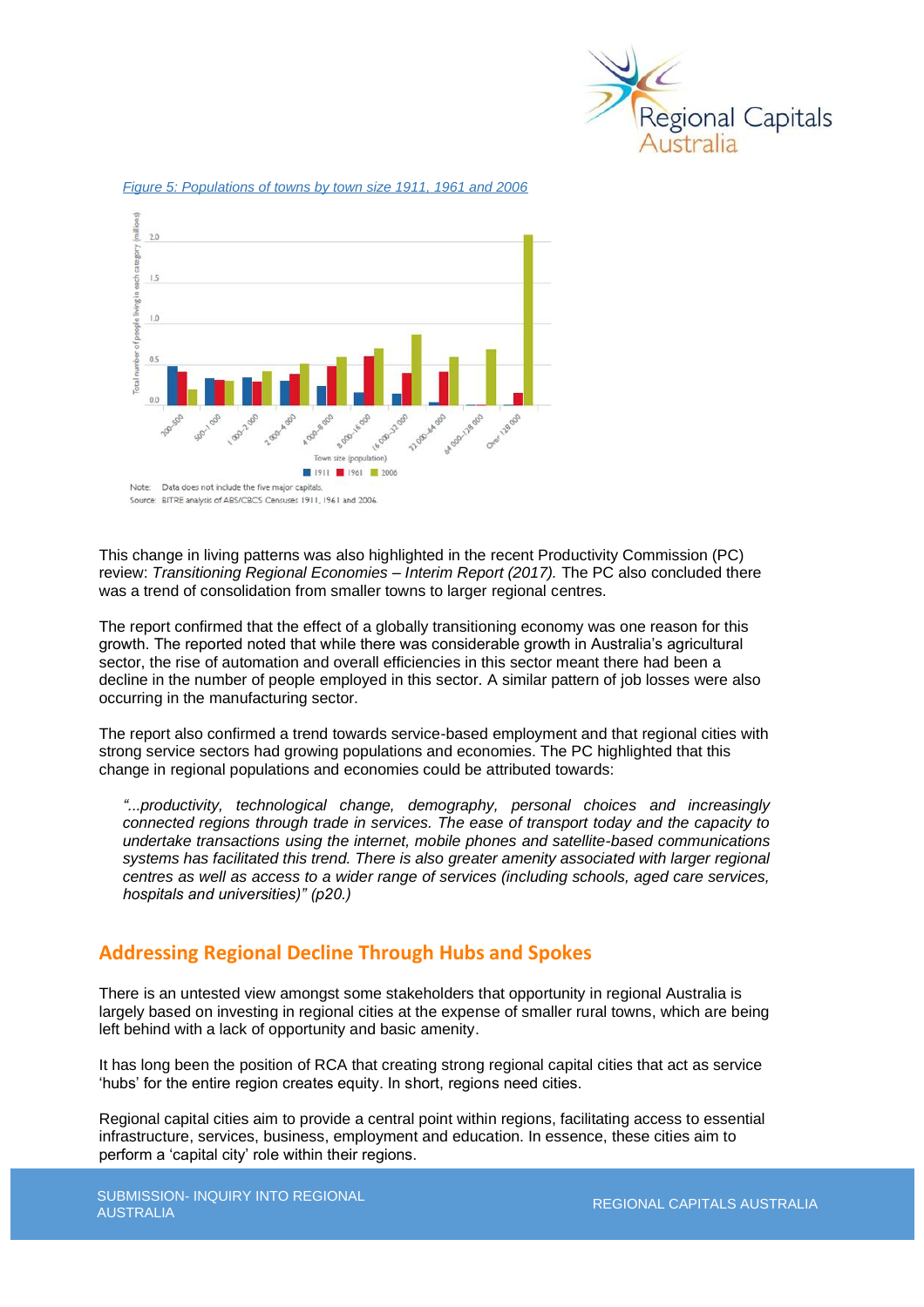*Figure 5: Populations of towns by town size 1911, 1961 and 2006*

Note: Data does not include the five major capitals.
Source: BITRE analysis of ABS/CBCS Censuses 1911, 1961 and 2006.

This change in living patterns was also highlighted in the recent Productivity Commission (PC) review: *Transitioning Regional Economies – Interim Report (2017).* The PC also concluded there was a trend of consolidation from smaller towns to larger regional centres.

The report confirmed that the effect of a globally transitioning economy was one reason for this growth. The reported noted that while there was considerable growth in Australia's agricultural sector, the rise of automation and overall efficiencies in this sector meant there had been a decline in the number of people employed in this sector. A similar pattern of job losses were also occurring in the manufacturing sector.

The report also confirmed a trend towards service-based employment and that regional cities with strong service sectors had growing populations and economies. The PC highlighted that this change in regional populations and economies could be attributed towards:

> *"...productivity, technological change, demography, personal choices and increasingly connected regions through trade in services. The ease of transport today and the capacity to undertake transactions using the internet, mobile phones and satellite-based communications systems has facilitated this trend. There is also greater amenity associated with larger regional centres as well as access to a wider range of services (including schools, aged care services, hospitals and universities)" (p20.)*

## Addressing Regional Decline Through Hubs and Spokes

There is an untested view amongst some stakeholders that opportunity in regional Australia is largely based on investing in regional cities at the expense of smaller rural towns, which are being left behind with a lack of opportunity and basic amenity.

It has long been the position of RCA that creating strong regional capital cities that act as service 'hubs' for the entire region creates equity. In short, regions need cities.

Regional capital cities aim to provide a central point within regions, facilitating access to essential infrastructure, services, business, employment and education. In essence, these cities aim to perform a 'capital city' role within their regions.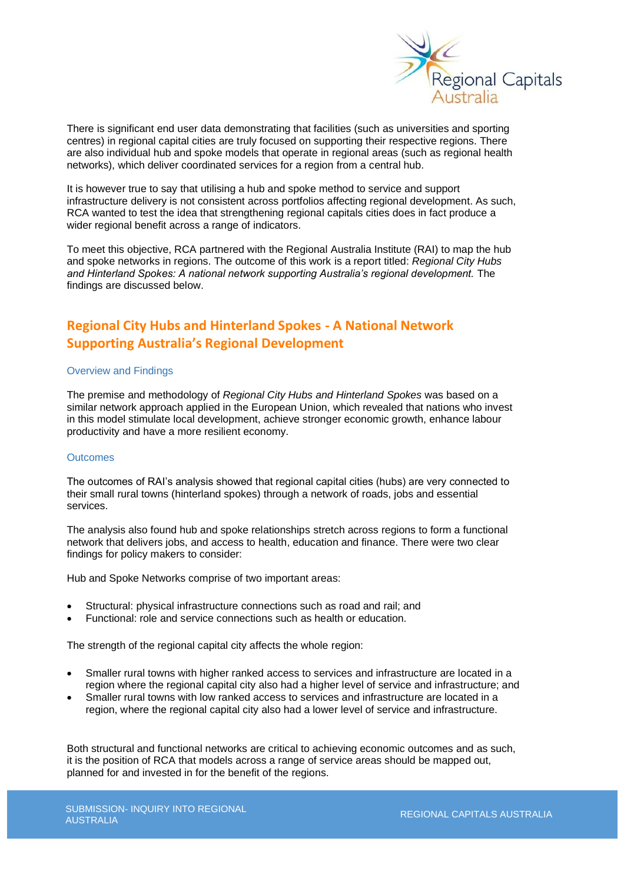There is significant end user data demonstrating that facilities (such as universities and sporting centres) in regional capital cities are truly focused on supporting their respective regions. There are also individual hub and spoke models that operate in regional areas (such as regional health networks), which deliver coordinated services for a region from a central hub.

It is however true to say that utilising a hub and spoke method to service and support infrastructure delivery is not consistent across portfolios affecting regional development. As such, RCA wanted to test the idea that strengthening regional capitals cities does in fact produce a wider regional benefit across a range of indicators.

To meet this objective, RCA partnered with the Regional Australia Institute (RAI) to map the hub and spoke networks in regions. The outcome of this work is a report titled: *Regional City Hubs and Hinterland Spokes: A national network supporting Australia's regional development.* The findings are discussed below.

## Regional City Hubs and Hinterland Spokes - A National Network Supporting Australia's Regional Development

### Overview and Findings

The premise and methodology of *Regional City Hubs and Hinterland Spokes* was based on a similar network approach applied in the European Union, which revealed that nations who invest in this model stimulate local development, achieve stronger economic growth, enhance labour productivity and have a more resilient economy.

### Outcomes

The outcomes of RAI's analysis showed that regional capital cities (hubs) are very connected to their small rural towns (hinterland spokes) through a network of roads, jobs and essential services.

The analysis also found hub and spoke relationships stretch across regions to form a functional network that delivers jobs, and access to health, education and finance. There were two clear findings for policy makers to consider:

Hub and Spoke Networks comprise of two important areas:

- Structural: physical infrastructure connections such as road and rail; and
- Functional: role and service connections such as health or education.

The strength of the regional capital city affects the whole region:

- Smaller rural towns with higher ranked access to services and infrastructure are located in a region where the regional capital city also had a higher level of service and infrastructure; and
- Smaller rural towns with low ranked access to services and infrastructure are located in a region, where the regional capital city also had a lower level of service and infrastructure.

Both structural and functional networks are critical to achieving economic outcomes and as such, it is the position of RCA that models across a range of service areas should be mapped out, planned for and invested in for the benefit of the regions.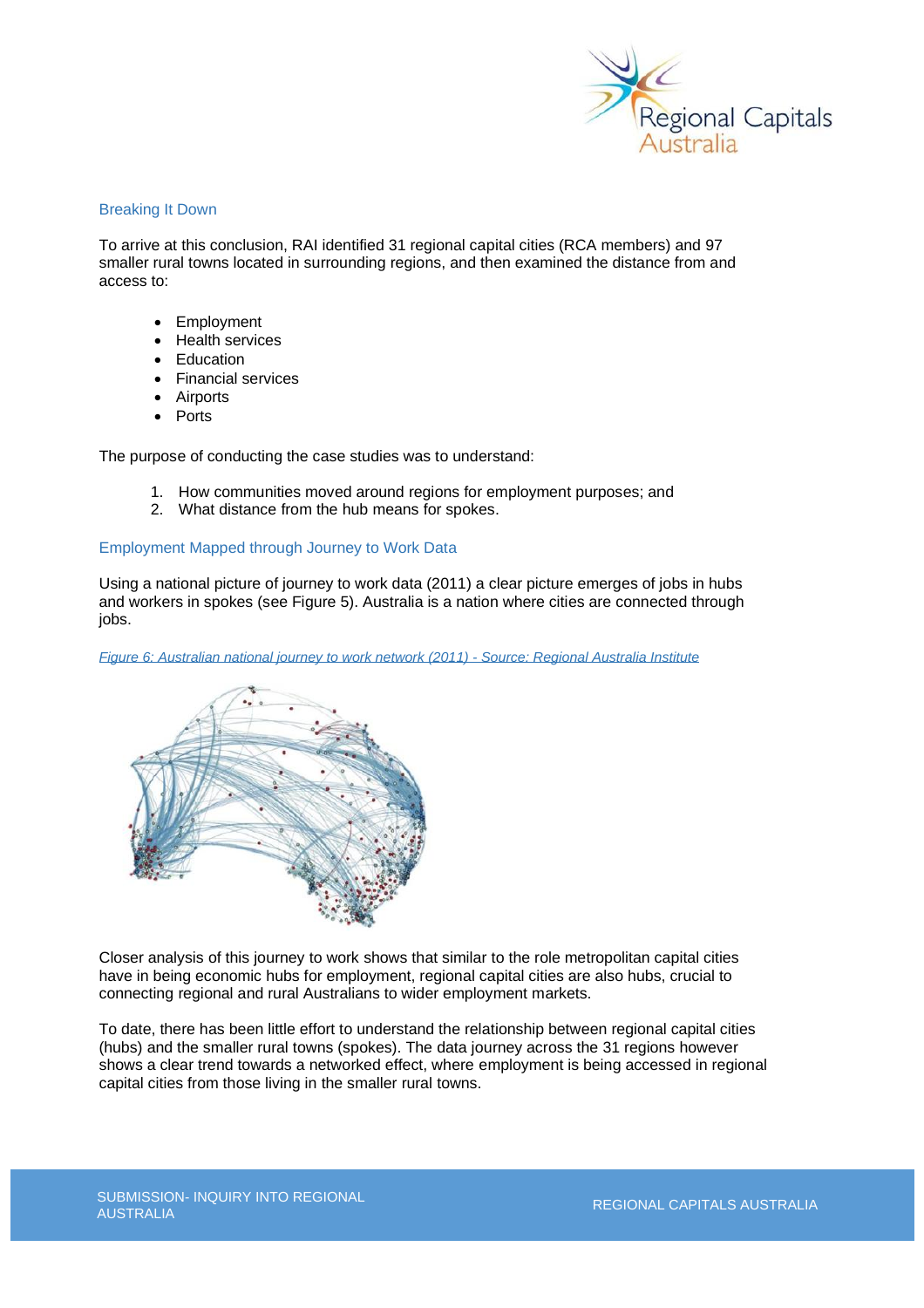## Breaking It Down

To arrive at this conclusion, RAI identified 31 regional capital cities (RCA members) and 97 smaller rural towns located in surrounding regions, and then examined the distance from and access to:

- Employment
- Health services
- Education
- Financial services
- Airports
- Ports

The purpose of conducting the case studies was to understand:

1. How communities moved around regions for employment purposes; and
2. What distance from the hub means for spokes.

## Employment Mapped through Journey to Work Data

Using a national picture of journey to work data (2011) a clear picture emerges of jobs in hubs and workers in spokes (see Figure 5). Australia is a nation where cities are connected through jobs.

*Figure 6: Australian national journey to work network (2011) - Source: Regional Australia Institute*

Closer analysis of this journey to work shows that similar to the role metropolitan capital cities have in being economic hubs for employment, regional capital cities are also hubs, crucial to connecting regional and rural Australians to wider employment markets.

To date, there has been little effort to understand the relationship between regional capital cities (hubs) and the smaller rural towns (spokes). The data journey across the 31 regions however shows a clear trend towards a networked effect, where employment is being accessed in regional capital cities from those living in the smaller rural towns.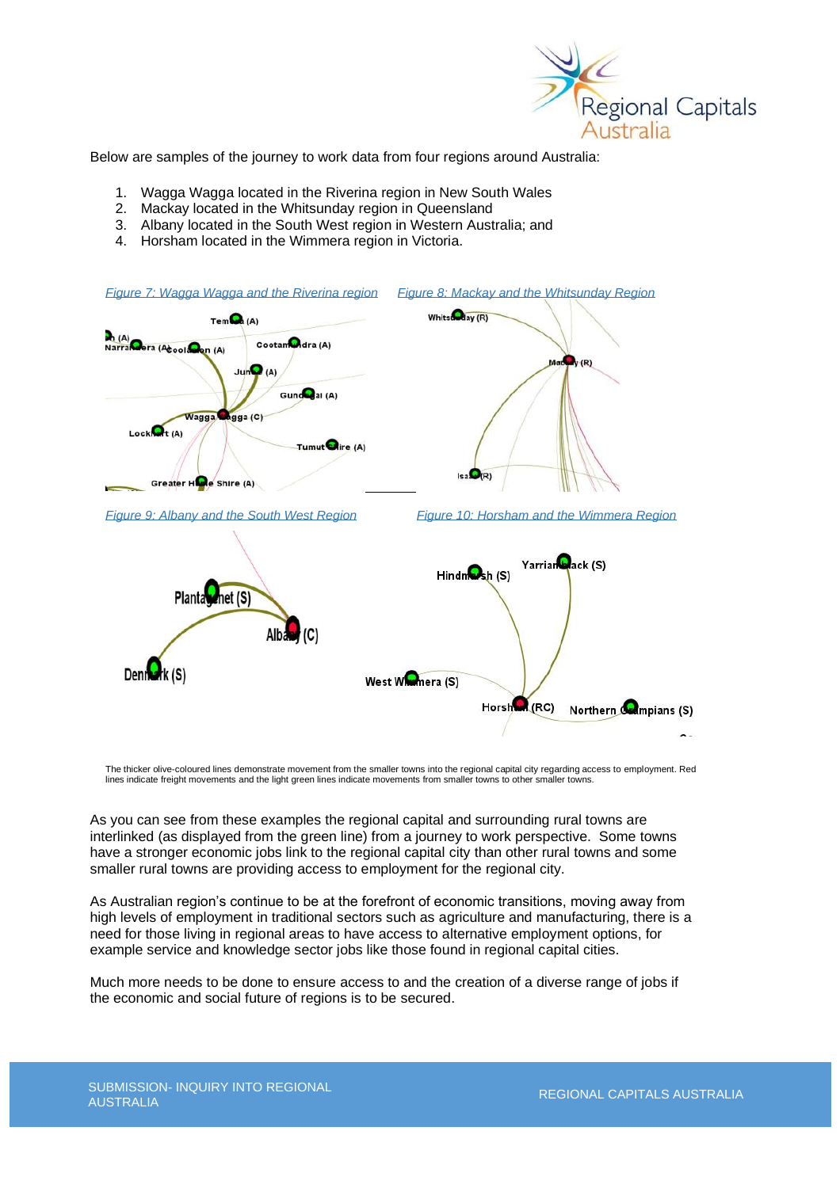Below are samples of the journey to work data from four regions around Australia:

1. Wagga Wagga located in the Riverina region in New South Wales
2. Mackay located in the Whitsunday region in Queensland
3. Albany located in the South West region in Western Australia; and
4. Horsham located in the Wimmera region in Victoria.

*Figure 7: Wagga Wagga and the Riverina region*

*Figure 8: Mackay and the Whitsunday Region*

*Figure 9: Albany and the South West Region*

*Figure 10: Horsham and the Wimmera Region*

The thicker olive-coloured lines demonstrate movement from the smaller towns into the regional capital city regarding access to employment. Red lines indicate freight movements and the light green lines indicate movements from smaller towns to other smaller towns.

As you can see from these examples the regional capital and surrounding rural towns are interlinked (as displayed from the green line) from a journey to work perspective. Some towns have a stronger economic jobs link to the regional capital city than other rural towns and some smaller rural towns are providing access to employment for the regional city.

As Australian region's continue to be at the forefront of economic transitions, moving away from high levels of employment in traditional sectors such as agriculture and manufacturing, there is a need for those living in regional areas to have access to alternative employment options, for example service and knowledge sector jobs like those found in regional capital cities.

Much more needs to be done to ensure access to and the creation of a diverse range of jobs if the economic and social future of regions is to be secured.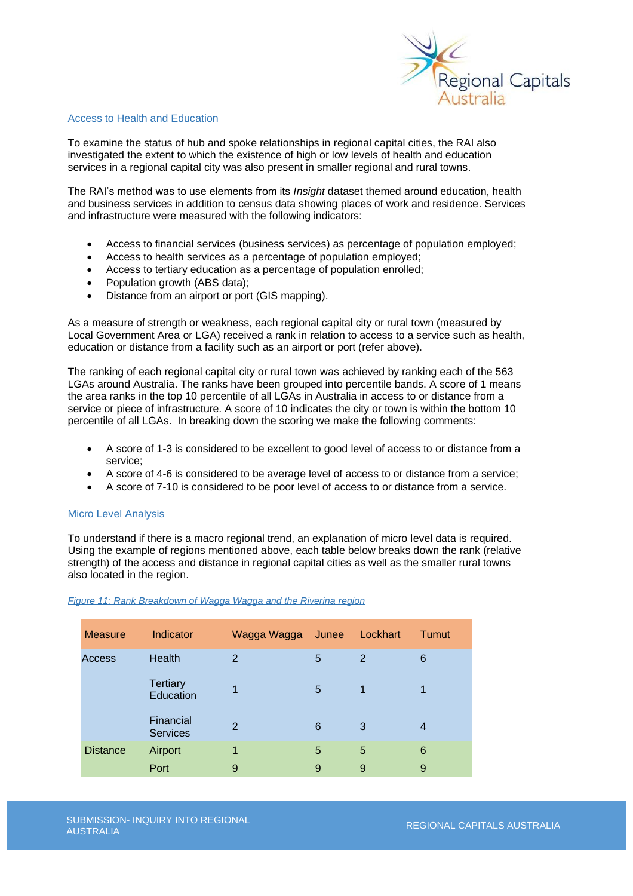### Access to Health and Education

To examine the status of hub and spoke relationships in regional capital cities, the RAI also investigated the extent to which the existence of high or low levels of health and education services in a regional capital city was also present in smaller regional and rural towns.

The RAI's method was to use elements from its *Insight* dataset themed around education, health and business services in addition to census data showing places of work and residence. Services and infrastructure were measured with the following indicators:

- Access to financial services (business services) as percentage of population employed;
- Access to health services as a percentage of population employed;
- Access to tertiary education as a percentage of population enrolled;
- Population growth (ABS data);
- Distance from an airport or port (GIS mapping).

As a measure of strength or weakness, each regional capital city or rural town (measured by Local Government Area or LGA) received a rank in relation to access to a service such as health, education or distance from a facility such as an airport or port (refer above).

The ranking of each regional capital city or rural town was achieved by ranking each of the 563 LGAs around Australia. The ranks have been grouped into percentile bands. A score of 1 means the area ranks in the top 10 percentile of all LGAs in Australia in access to or distance from a service or piece of infrastructure. A score of 10 indicates the city or town is within the bottom 10 percentile of all LGAs. In breaking down the scoring we make the following comments:

- A score of 1-3 is considered to be excellent to good level of access to or distance from a service;
- A score of 4-6 is considered to be average level of access to or distance from a service;
- A score of 7-10 is considered to be poor level of access to or distance from a service.

### Micro Level Analysis

To understand if there is a macro regional trend, an explanation of micro level data is required. Using the example of regions mentioned above, each table below breaks down the rank (relative strength) of the access and distance in regional capital cities as well as the smaller rural towns also located in the region.

*Figure 11: Rank Breakdown of Wagga Wagga and the Riverina region*

| Measure | Indicator | Wagga Wagga | Junee | Lockhart | Tumut |
|---|---|---|---|---|---|
| Access | Health | 2 | 5 | 2 | 6 |
| | Tertiary Education | 1 | 5 | 1 | 1 |
| | Financial Services | 2 | 6 | 3 | 4 |
| Distance | Airport | 1 | 5 | 5 | 6 |
| | Port | 9 | 9 | 9 | 9 |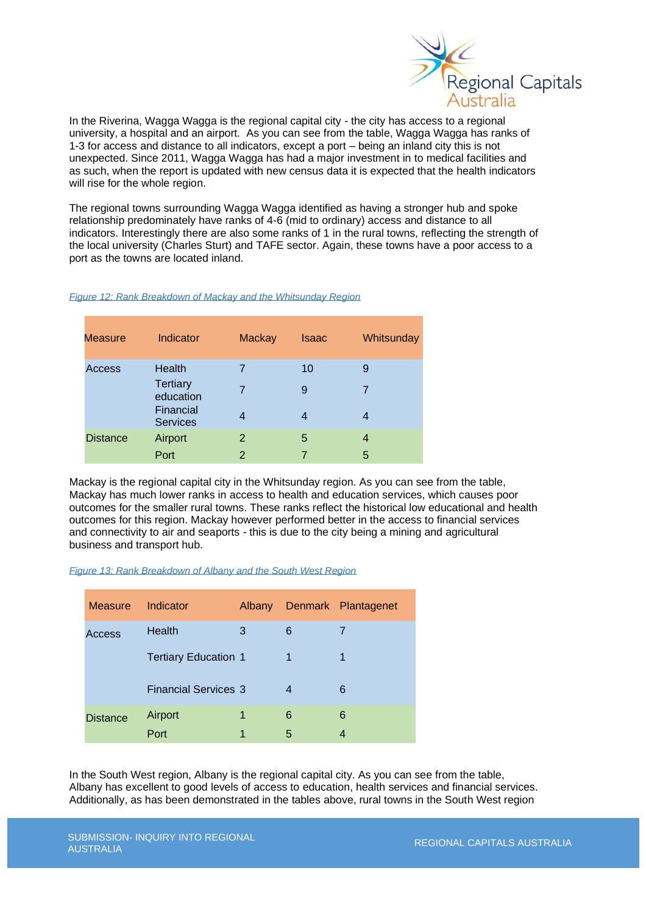In the Riverina, Wagga Wagga is the regional capital city - the city has access to a regional university, a hospital and an airport. As you can see from the table, Wagga Wagga has ranks of 1-3 for access and distance to all indicators, except a port – being an inland city this is not unexpected. Since 2011, Wagga Wagga has had a major investment in to medical facilities and as such, when the report is updated with new census data it is expected that the health indicators will rise for the whole region.

The regional towns surrounding Wagga Wagga identified as having a stronger hub and spoke relationship predominately have ranks of 4-6 (mid to ordinary) access and distance to all indicators. Interestingly there are also some ranks of 1 in the rural towns, reflecting the strength of the local university (Charles Sturt) and TAFE sector. Again, these towns have a poor access to a port as the towns are located inland.

*Figure 12: Rank Breakdown of Mackay and the Whitsunday Region*

| Measure | Indicator | Mackay | Isaac | Whitsunday |
|---|---|---|---|---|
| Access | Health | 7 | 10 | 9 |
| | Tertiary education | 7 | 9 | 7 |
| | Financial Services | 4 | 4 | 4 |
| Distance | Airport | 2 | 5 | 4 |
| | Port | 2 | 7 | 5 |

Mackay is the regional capital city in the Whitsunday region. As you can see from the table, Mackay has much lower ranks in access to health and education services, which causes poor outcomes for the smaller rural towns. These ranks reflect the historical low educational and health outcomes for this region. Mackay however performed better in the access to financial services and connectivity to air and seaports - this is due to the city being a mining and agricultural business and transport hub.

*Figure 13: Rank Breakdown of Albany and the South West Region*

| Measure | Indicator | Albany | Denmark | Plantagenet |
|---|---|---|---|---|
| Access | Health | 3 | 6 | 7 |
| | Tertiary Education | 1 | 1 | 1 |
| | Financial Services | 3 | 4 | 6 |
| Distance | Airport | 1 | 6 | 6 |
| | Port | 1 | 5 | 4 |

In the South West region, Albany is the regional capital city. As you can see from the table, Albany has excellent to good levels of access to education, health services and financial services. Additionally, as has been demonstrated in the tables above, rural towns in the South West region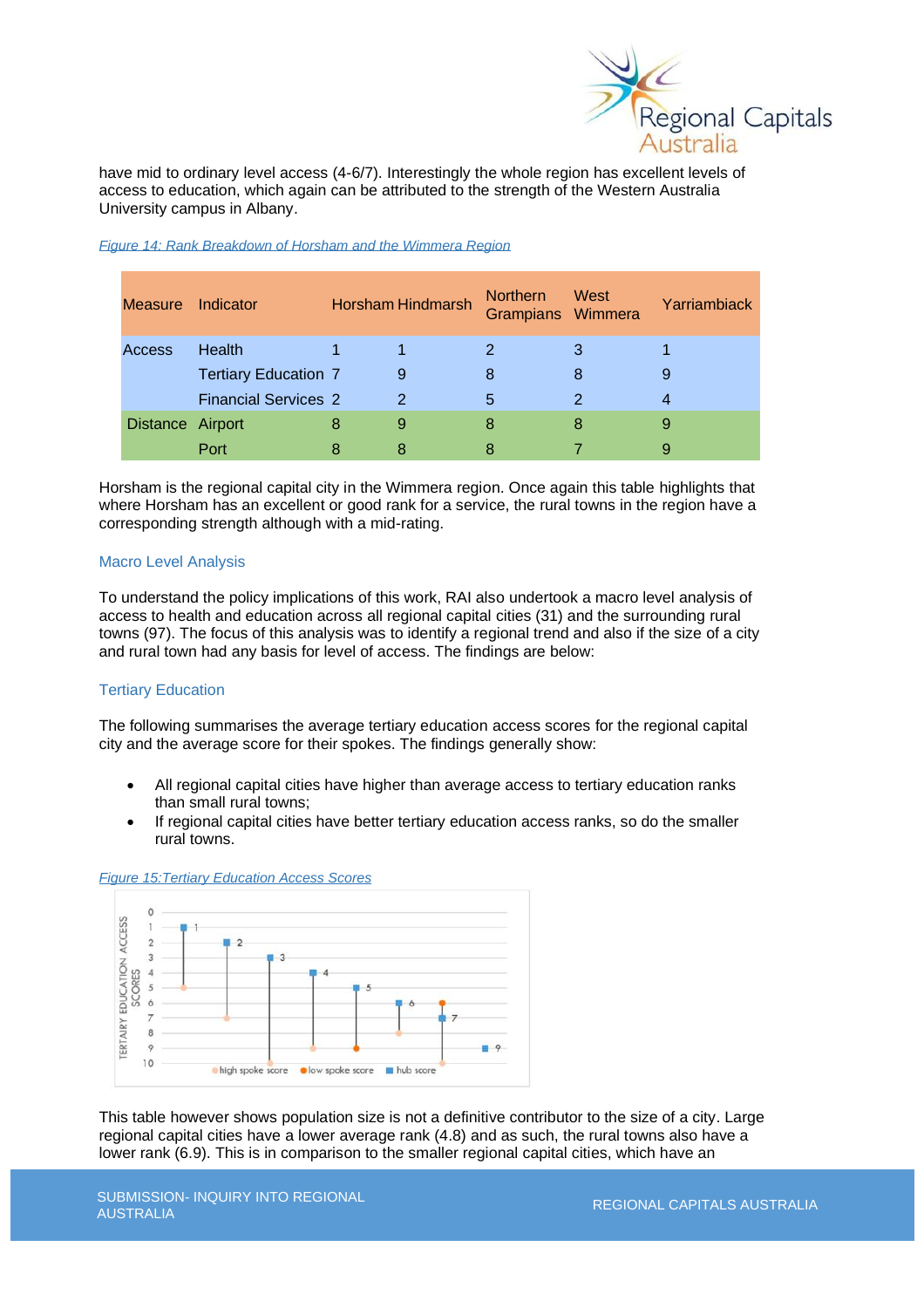have mid to ordinary level access (4-6/7). Interestingly the whole region has excellent levels of access to education, which again can be attributed to the strength of the Western Australia University campus in Albany.

*Figure 14: Rank Breakdown of Horsham and the Wimmera Region*

| Measure | Indicator | Horsham | Hindmarsh | Northern Grampians | West Wimmera | Yarriambiack |
|---|---|---|---|---|---|---|
| Access | Health | 1 | 1 | 2 | 3 | 1 |
| | Tertiary Education | 7 | 9 | 8 | 8 | 9 |
| | Financial Services | 2 | 2 | 5 | 2 | 4 |
| Distance | Airport | 8 | 9 | 8 | 8 | 9 |
| | Port | 8 | 8 | 8 | 7 | 9 |

Horsham is the regional capital city in the Wimmera region. Once again this table highlights that where Horsham has an excellent or good rank for a service, the rural towns in the region have a corresponding strength although with a mid-rating.

### Macro Level Analysis

To understand the policy implications of this work, RAI also undertook a macro level analysis of access to health and education across all regional capital cities (31) and the surrounding rural towns (97). The focus of this analysis was to identify a regional trend and also if the size of a city and rural town had any basis for level of access. The findings are below:

### Tertiary Education

The following summarises the average tertiary education access scores for the regional capital city and the average score for their spokes. The findings generally show:

- All regional capital cities have higher than average access to tertiary education ranks than small rural towns;
- If regional capital cities have better tertiary education access ranks, so do the smaller rural towns.

*Figure 15:Tertiary Education Access Scores*

This table however shows population size is not a definitive contributor to the size of a city. Large regional capital cities have a lower average rank (4.8) and as such, the rural towns also have a lower rank (6.9). This is in comparison to the smaller regional capital cities, which have an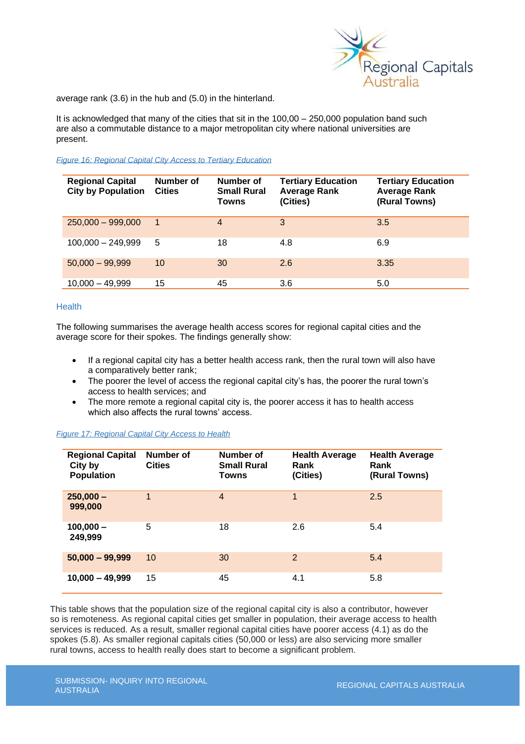average rank (3.6) in the hub and (5.0) in the hinterland.

It is acknowledged that many of the cities that sit in the 100,00 – 250,000 population band such are also a commutable distance to a major metropolitan city where national universities are present.

*Figure 16: Regional Capital City Access to Tertiary Education*

| Regional Capital City by Population | Number of Cities | Number of Small Rural Towns | Tertiary Education Average Rank (Cities) | Tertiary Education Average Rank (Rural Towns) |
|---|---|---|---|---|
| 250,000 – 999,000 | 1 | 4 | 3 | 3.5 |
| 100,000 – 249,999 | 5 | 18 | 4.8 | 6.9 |
| 50,000 – 99,999 | 10 | 30 | 2.6 | 3.35 |
| 10,000 – 49,999 | 15 | 45 | 3.6 | 5.0 |

### Health

The following summarises the average health access scores for regional capital cities and the average score for their spokes. The findings generally show:

- If a regional capital city has a better health access rank, then the rural town will also have a comparatively better rank;
- The poorer the level of access the regional capital city's has, the poorer the rural town's access to health services; and
- The more remote a regional capital city is, the poorer access it has to health access which also affects the rural towns' access.

*Figure 17: Regional Capital City Access to Health*

| Regional Capital City by Population | Number of Cities | Number of Small Rural Towns | Health Average Rank (Cities) | Health Average Rank (Rural Towns) |
|---|---|---|---|---|
| **250,000 – 999,000** | 1 | 4 | 1 | 2.5 |
| **100,000 – 249,999** | 5 | 18 | 2.6 | 5.4 |
| **50,000 – 99,999** | 10 | 30 | 2 | 5.4 |
| **10,000 – 49,999** | 15 | 45 | 4.1 | 5.8 |

This table shows that the population size of the regional capital city is also a contributor, however so is remoteness. As regional capital cities get smaller in population, their average access to health services is reduced. As a result, smaller regional capital cities have poorer access (4.1) as do the spokes (5.8). As smaller regional capitals cities (50,000 or less) are also servicing more smaller rural towns, access to health really does start to become a significant problem.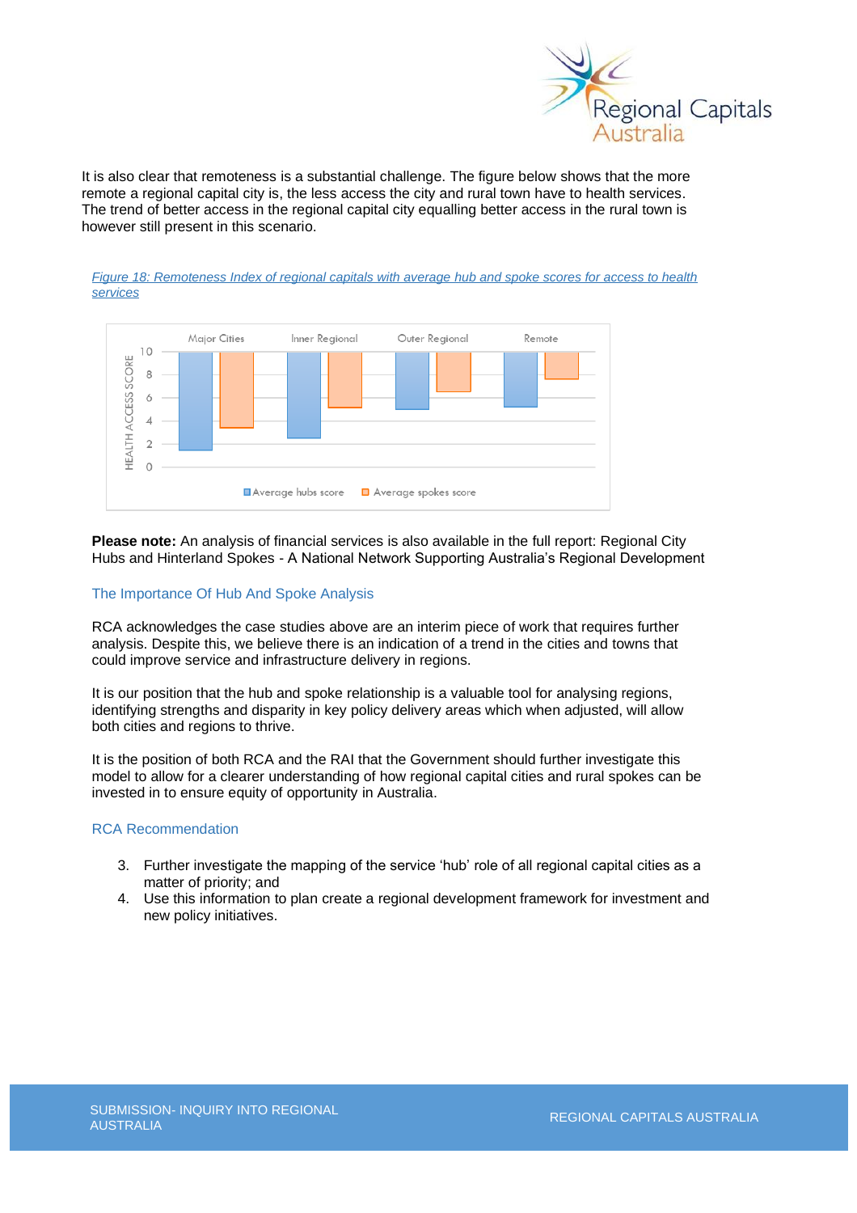It is also clear that remoteness is a substantial challenge. The figure below shows that the more remote a regional capital city is, the less access the city and rural town have to health services. The trend of better access in the regional capital city equalling better access in the rural town is however still present in this scenario.

*Figure 18: Remoteness Index of regional capitals with average hub and spoke scores for access to health services*

**Please note:** An analysis of financial services is also available in the full report: Regional City Hubs and Hinterland Spokes - A National Network Supporting Australia's Regional Development

## The Importance Of Hub And Spoke Analysis

RCA acknowledges the case studies above are an interim piece of work that requires further analysis. Despite this, we believe there is an indication of a trend in the cities and towns that could improve service and infrastructure delivery in regions.

It is our position that the hub and spoke relationship is a valuable tool for analysing regions, identifying strengths and disparity in key policy delivery areas which when adjusted, will allow both cities and regions to thrive.

It is the position of both RCA and the RAI that the Government should further investigate this model to allow for a clearer understanding of how regional capital cities and rural spokes can be invested in to ensure equity of opportunity in Australia.

## RCA Recommendation

3. Further investigate the mapping of the service 'hub' role of all regional capital cities as a matter of priority; and
4. Use this information to plan create a regional development framework for investment and new policy initiatives.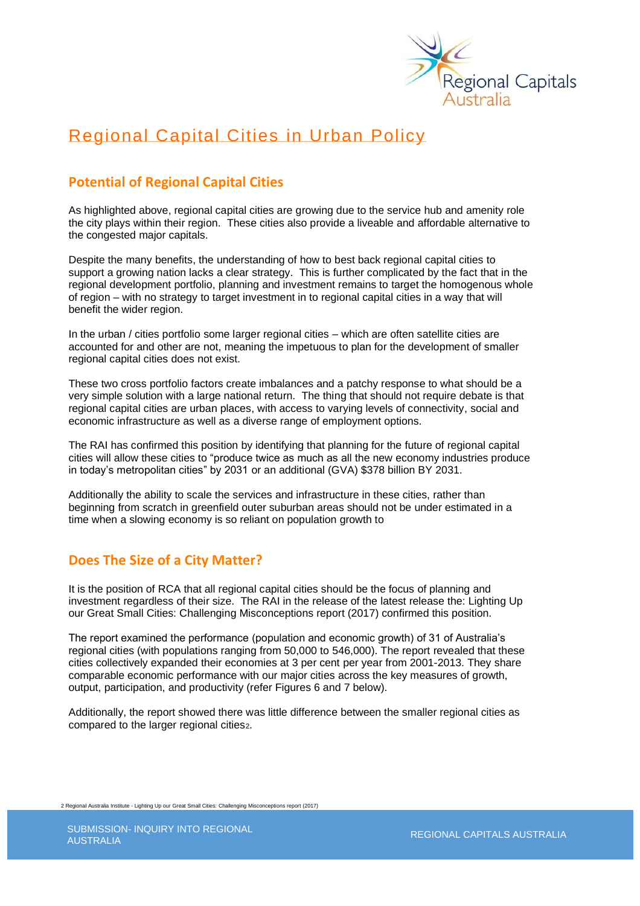# Regional Capital Cities in Urban Policy

## Potential of Regional Capital Cities

As highlighted above, regional capital cities are growing due to the service hub and amenity role the city plays within their region. These cities also provide a liveable and affordable alternative to the congested major capitals.

Despite the many benefits, the understanding of how to best back regional capital cities to support a growing nation lacks a clear strategy. This is further complicated by the fact that in the regional development portfolio, planning and investment remains to target the homogenous whole of region – with no strategy to target investment in to regional capital cities in a way that will benefit the wider region.

In the urban / cities portfolio some larger regional cities – which are often satellite cities are accounted for and other are not, meaning the impetuous to plan for the development of smaller regional capital cities does not exist.

These two cross portfolio factors create imbalances and a patchy response to what should be a very simple solution with a large national return. The thing that should not require debate is that regional capital cities are urban places, with access to varying levels of connectivity, social and economic infrastructure as well as a diverse range of employment options.

The RAI has confirmed this position by identifying that planning for the future of regional capital cities will allow these cities to "produce twice as much as all the new economy industries produce in today's metropolitan cities" by 2031 or an additional (GVA) $378 billion BY 2031.

Additionally the ability to scale the services and infrastructure in these cities, rather than beginning from scratch in greenfield outer suburban areas should not be under estimated in a time when a slowing economy is so reliant on population growth to

## Does The Size of a City Matter?

It is the position of RCA that all regional capital cities should be the focus of planning and investment regardless of their size. The RAI in the release of the latest release the: Lighting Up our Great Small Cities: Challenging Misconceptions report (2017) confirmed this position.

The report examined the performance (population and economic growth) of 31 of Australia's regional cities (with populations ranging from 50,000 to 546,000). The report revealed that these cities collectively expanded their economies at 3 per cent per year from 2001-2013. They share comparable economic performance with our major cities across the key measures of growth, output, participation, and productivity (refer Figures 6 and 7 below).

Additionally, the report showed there was little difference between the smaller regional cities as compared to the larger regional cities[2].

[2] Regional Australia Institute - Lighting Up our Great Small Cities: Challenging Misconceptions report (2017)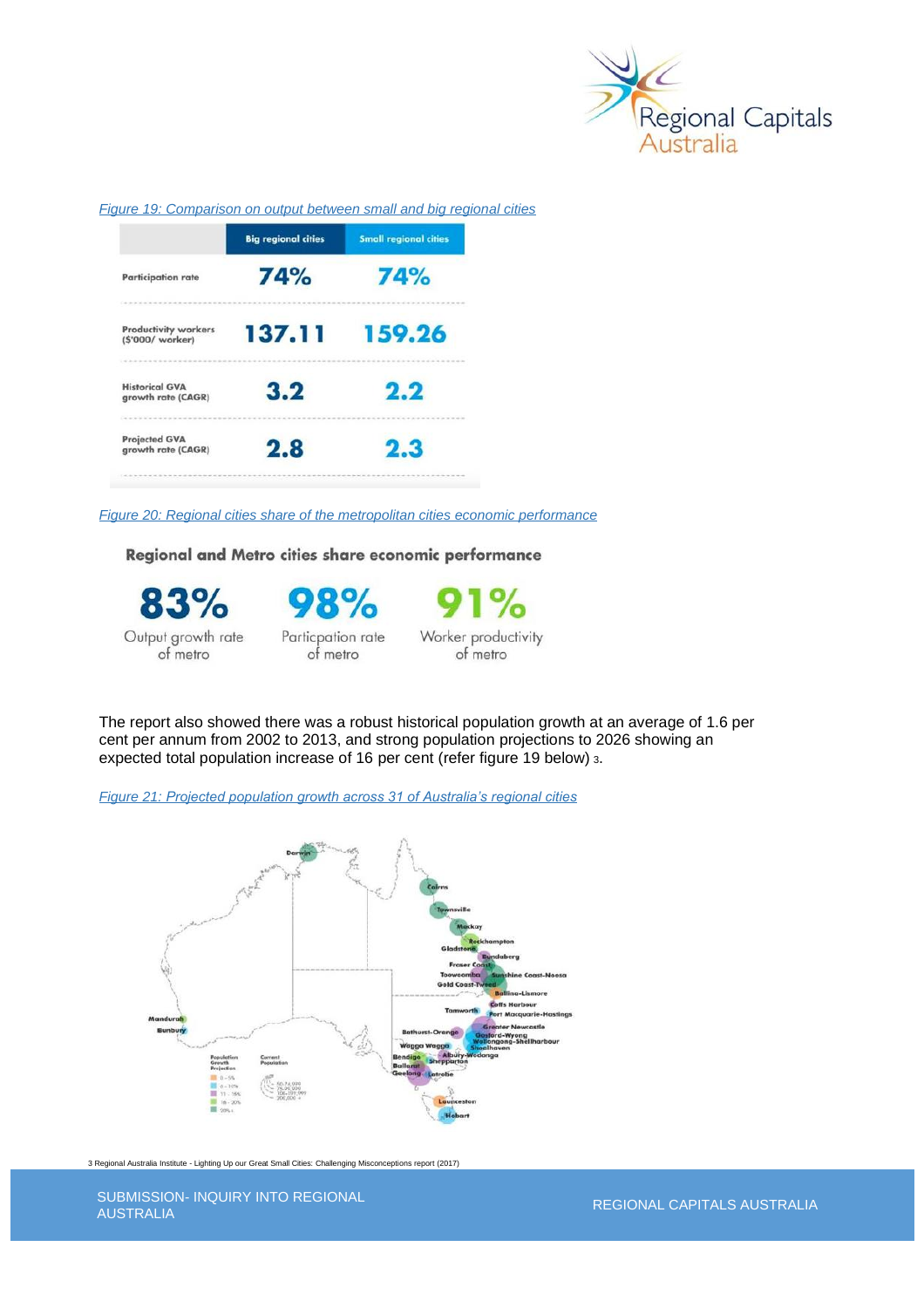*Figure 19: Comparison on output between small and big regional cities*

| | Big regional cities | Small regional cities |
|---|---|---|
| Participation rate | 74% | 74% |
| Productivity workers ($'000/ worker) | 137.11 | 159.26 |
| Historical GVA growth rate (CAGR) | 3.2 | 2.2 |
| Projected GVA growth rate (CAGR) | 2.8 | 2.3 |

*Figure 20: Regional cities share of the metropolitan cities economic performance*

**Regional and Metro cities share economic performance**

| 83% | 98% | 91% |
|---|---|---|
| Output growth rate of metro | Participation rate of metro | Worker productivity of metro |

The report also showed there was a robust historical population growth at an average of 1.6 per cent per annum from 2002 to 2013, and strong population projections to 2026 showing an expected total population increase of 16 per cent (refer figure 19 below) 3.

*Figure 21: Projected population growth across 31 of Australia's regional cities*

3 Regional Australia Institute - Lighting Up our Great Small Cities: Challenging Misconceptions report (2017)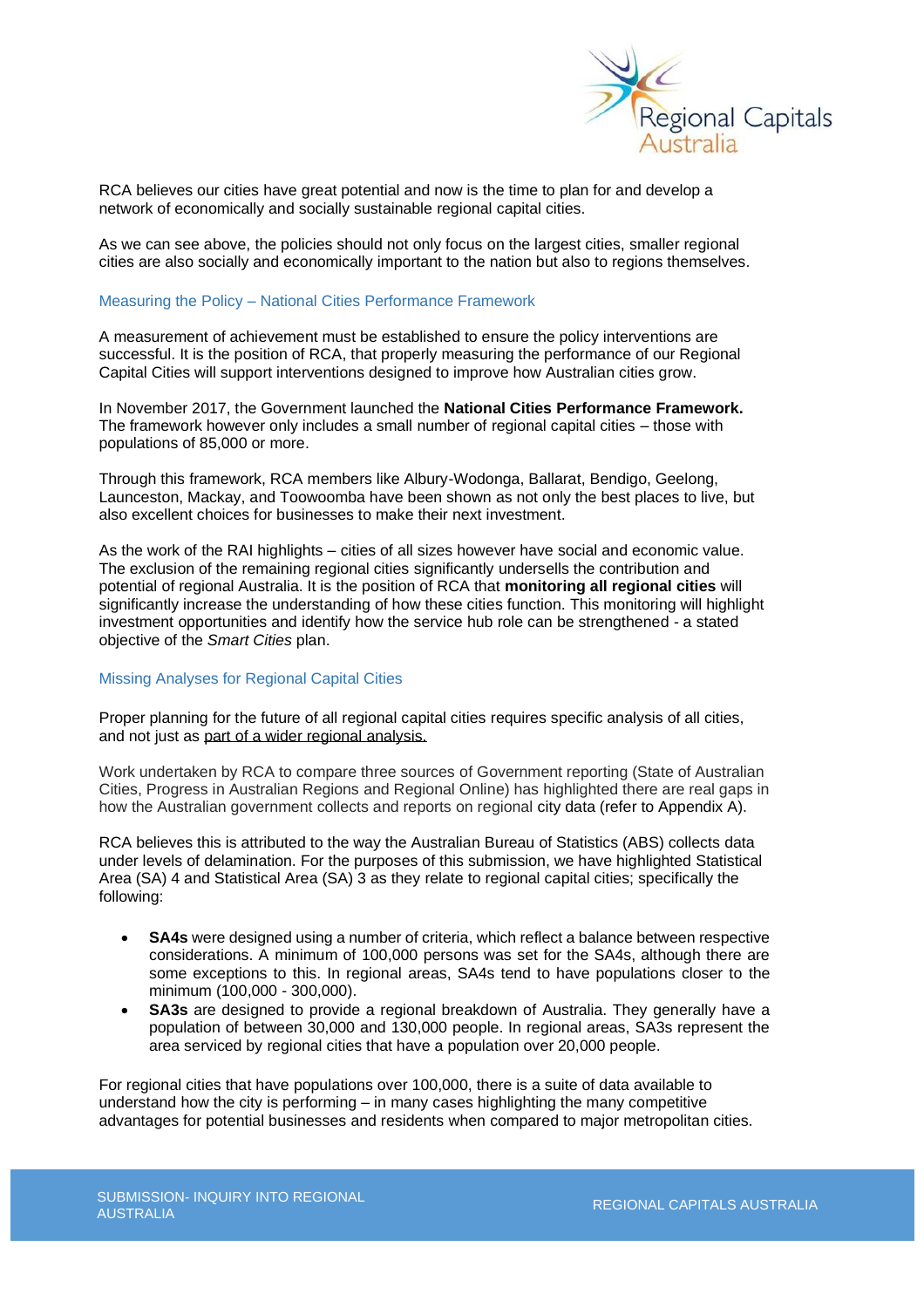RCA believes our cities have great potential and now is the time to plan for and develop a network of economically and socially sustainable regional capital cities.

As we can see above, the policies should not only focus on the largest cities, smaller regional cities are also socially and economically important to the nation but also to regions themselves.

## Measuring the Policy – National Cities Performance Framework

A measurement of achievement must be established to ensure the policy interventions are successful. It is the position of RCA, that properly measuring the performance of our Regional Capital Cities will support interventions designed to improve how Australian cities grow.

In November 2017, the Government launched the **National Cities Performance Framework.** The framework however only includes a small number of regional capital cities – those with populations of 85,000 or more.

Through this framework, RCA members like Albury-Wodonga, Ballarat, Bendigo, Geelong, Launceston, Mackay, and Toowoomba have been shown as not only the best places to live, but also excellent choices for businesses to make their next investment.

As the work of the RAI highlights – cities of all sizes however have social and economic value. The exclusion of the remaining regional cities significantly undersells the contribution and potential of regional Australia. It is the position of RCA that **monitoring all regional cities** will significantly increase the understanding of how these cities function. This monitoring will highlight investment opportunities and identify how the service hub role can be strengthened - a stated objective of the *Smart Cities* plan.

## Missing Analyses for Regional Capital Cities

Proper planning for the future of all regional capital cities requires specific analysis of all cities, and not just as part of a wider regional analysis.

Work undertaken by RCA to compare three sources of Government reporting (State of Australian Cities, Progress in Australian Regions and Regional Online) has highlighted there are real gaps in how the Australian government collects and reports on regional city data (refer to Appendix A).

RCA believes this is attributed to the way the Australian Bureau of Statistics (ABS) collects data under levels of delamination. For the purposes of this submission, we have highlighted Statistical Area (SA) 4 and Statistical Area (SA) 3 as they relate to regional capital cities; specifically the following:

- **SA4s** were designed using a number of criteria, which reflect a balance between respective considerations. A minimum of 100,000 persons was set for the SA4s, although there are some exceptions to this. In regional areas, SA4s tend to have populations closer to the minimum (100,000 - 300,000).
- **SA3s** are designed to provide a regional breakdown of Australia. They generally have a population of between 30,000 and 130,000 people. In regional areas, SA3s represent the area serviced by regional cities that have a population over 20,000 people.

For regional cities that have populations over 100,000, there is a suite of data available to understand how the city is performing – in many cases highlighting the many competitive advantages for potential businesses and residents when compared to major metropolitan cities.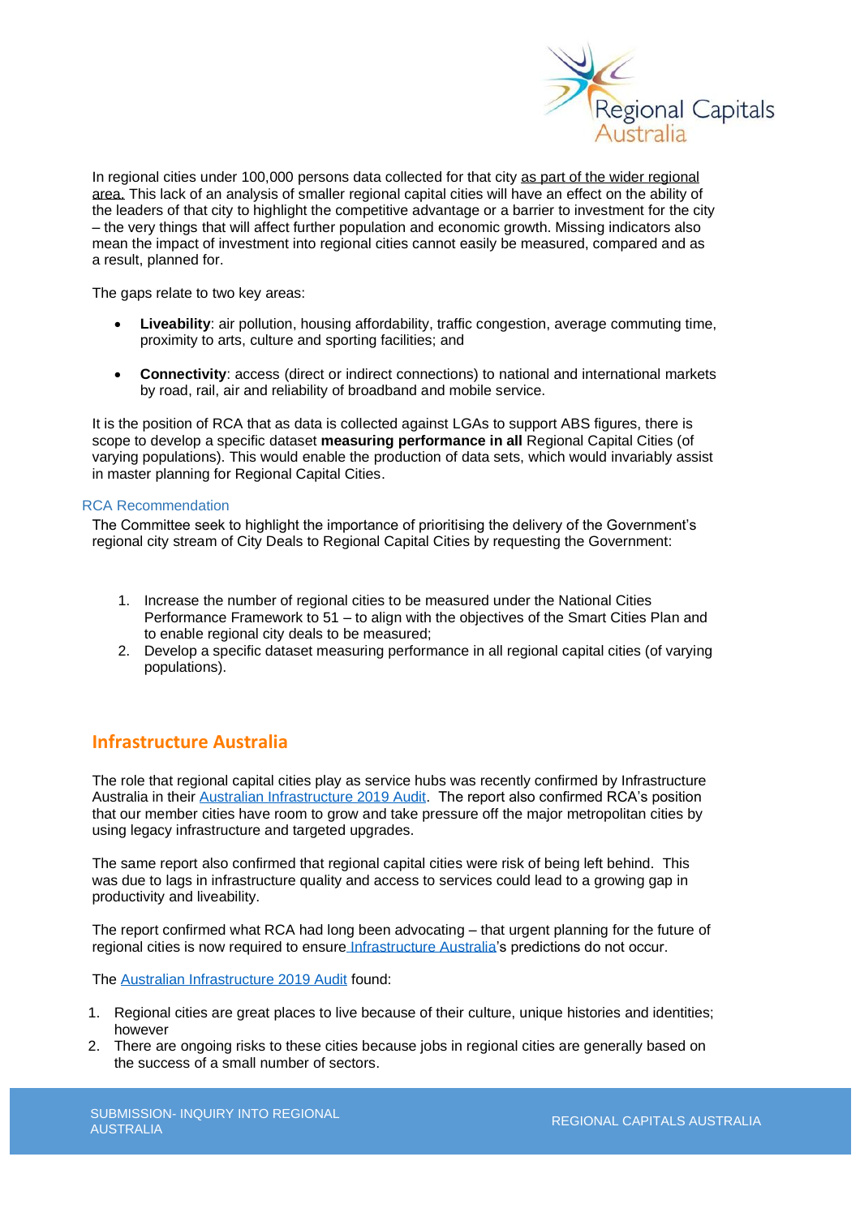In regional cities under 100,000 persons data collected for that city as part of the wider regional area. This lack of an analysis of smaller regional capital cities will have an effect on the ability of the leaders of that city to highlight the competitive advantage or a barrier to investment for the city – the very things that will affect further population and economic growth. Missing indicators also mean the impact of investment into regional cities cannot easily be measured, compared and as a result, planned for.

The gaps relate to two key areas:

- **Liveability**: air pollution, housing affordability, traffic congestion, average commuting time, proximity to arts, culture and sporting facilities; and
- **Connectivity**: access (direct or indirect connections) to national and international markets by road, rail, air and reliability of broadband and mobile service.

It is the position of RCA that as data is collected against LGAs to support ABS figures, there is scope to develop a specific dataset **measuring performance in all** Regional Capital Cities (of varying populations). This would enable the production of data sets, which would invariably assist in master planning for Regional Capital Cities.

### RCA Recommendation

The Committee seek to highlight the importance of prioritising the delivery of the Government's regional city stream of City Deals to Regional Capital Cities by requesting the Government:

1. Increase the number of regional cities to be measured under the National Cities Performance Framework to 51 – to align with the objectives of the Smart Cities Plan and to enable regional city deals to be measured;
2. Develop a specific dataset measuring performance in all regional capital cities (of varying populations).

## Infrastructure Australia

The role that regional capital cities play as service hubs was recently confirmed by Infrastructure Australia in their Australian Infrastructure 2019 Audit. The report also confirmed RCA's position that our member cities have room to grow and take pressure off the major metropolitan cities by using legacy infrastructure and targeted upgrades.

The same report also confirmed that regional capital cities were risk of being left behind. This was due to lags in infrastructure quality and access to services could lead to a growing gap in productivity and liveability.

The report confirmed what RCA had long been advocating – that urgent planning for the future of regional cities is now required to ensure Infrastructure Australia's predictions do not occur.

The Australian Infrastructure 2019 Audit found:

1. Regional cities are great places to live because of their culture, unique histories and identities; however
2. There are ongoing risks to these cities because jobs in regional cities are generally based on the success of a small number of sectors.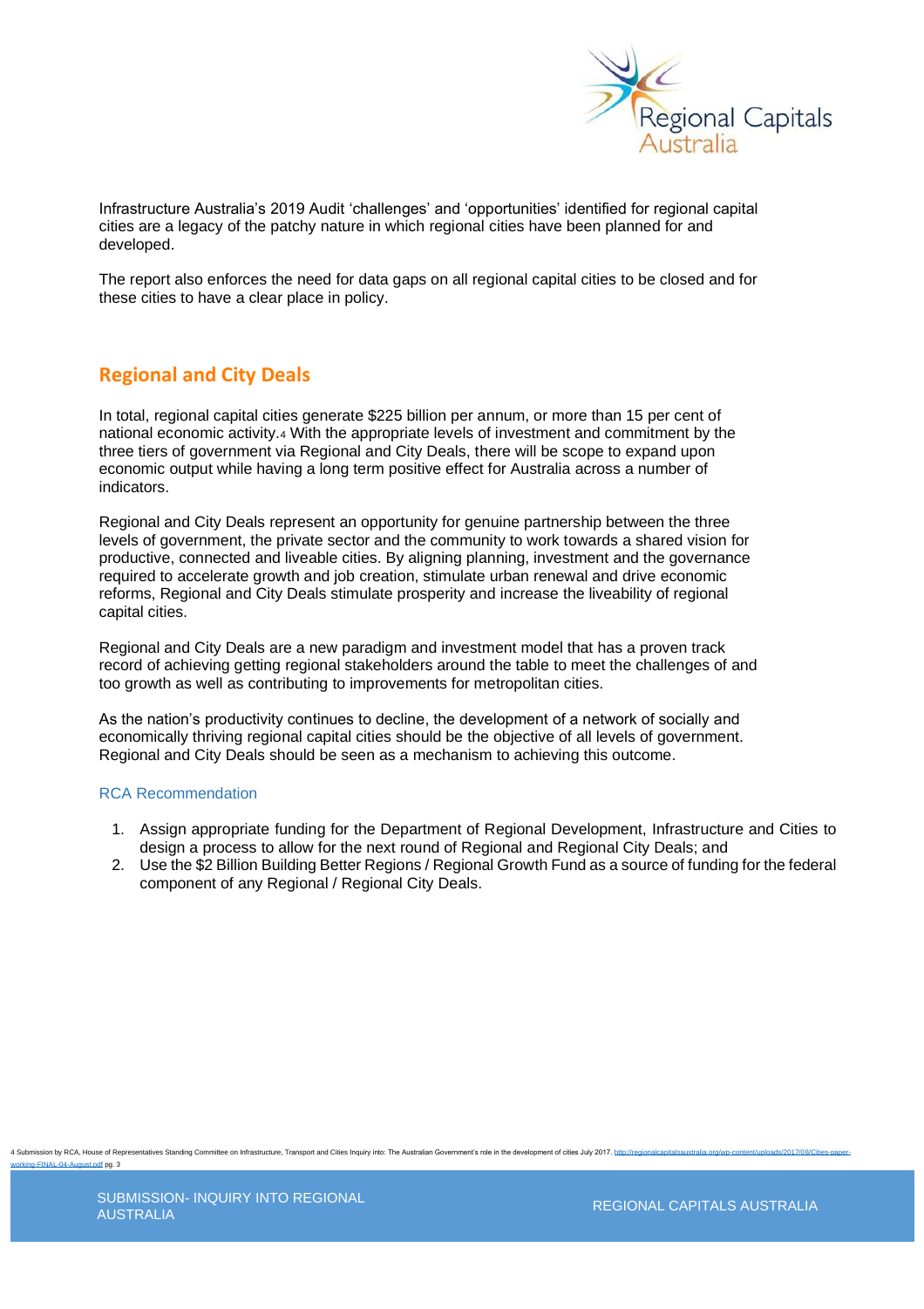Infrastructure Australia's 2019 Audit 'challenges' and 'opportunities' identified for regional capital cities are a legacy of the patchy nature in which regional cities have been planned for and developed.

The report also enforces the need for data gaps on all regional capital cities to be closed and for these cities to have a clear place in policy.

## Regional and City Deals

In total, regional capital cities generate $225 billion per annum, or more than 15 per cent of national economic activity.[4] With the appropriate levels of investment and commitment by the three tiers of government via Regional and City Deals, there will be scope to expand upon economic output while having a long term positive effect for Australia across a number of indicators.

Regional and City Deals represent an opportunity for genuine partnership between the three levels of government, the private sector and the community to work towards a shared vision for productive, connected and liveable cities. By aligning planning, investment and the governance required to accelerate growth and job creation, stimulate urban renewal and drive economic reforms, Regional and City Deals stimulate prosperity and increase the liveability of regional capital cities.

Regional and City Deals are a new paradigm and investment model that has a proven track record of achieving getting regional stakeholders around the table to meet the challenges of and too growth as well as contributing to improvements for metropolitan cities.

As the nation's productivity continues to decline, the development of a network of socially and economically thriving regional capital cities should be the objective of all levels of government. Regional and City Deals should be seen as a mechanism to achieving this outcome.

### RCA Recommendation

1. Assign appropriate funding for the Department of Regional Development, Infrastructure and Cities to design a process to allow for the next round of Regional and Regional City Deals; and
2. Use the $2 Billion Building Better Regions / Regional Growth Fund as a source of funding for the federal component of any Regional / Regional City Deals.

4 Submission by RCA, House of Representatives Standing Committee on Infrastructure, Transport and Cities Inquiry into: The Australian Government's role in the development of cities July 2017. http://regionalcapitalsaustralia.org/wp-content/uploads/2017/08/Cities-paper-working-FINAL-04-August.pdf pg. 3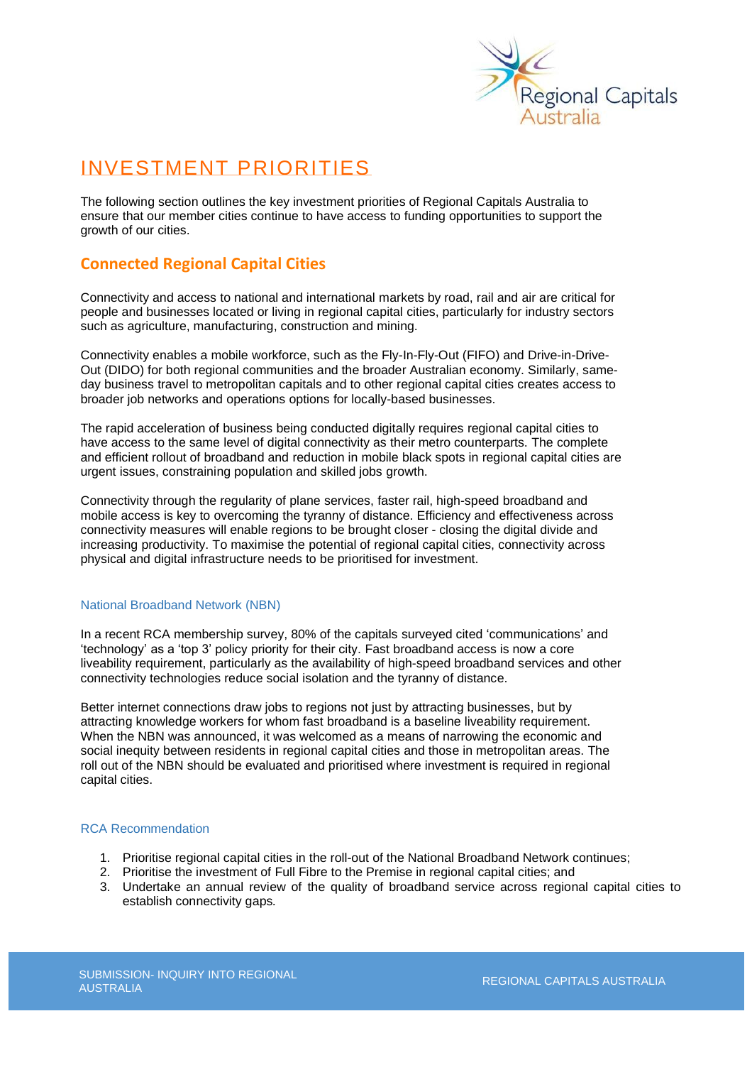# INVESTMENT PRIORITIES

The following section outlines the key investment priorities of Regional Capitals Australia to ensure that our member cities continue to have access to funding opportunities to support the growth of our cities.

## Connected Regional Capital Cities

Connectivity and access to national and international markets by road, rail and air are critical for people and businesses located or living in regional capital cities, particularly for industry sectors such as agriculture, manufacturing, construction and mining.

Connectivity enables a mobile workforce, such as the Fly-In-Fly-Out (FIFO) and Drive-in-Drive-Out (DIDO) for both regional communities and the broader Australian economy. Similarly, same-day business travel to metropolitan capitals and to other regional capital cities creates access to broader job networks and operations options for locally-based businesses.

The rapid acceleration of business being conducted digitally requires regional capital cities to have access to the same level of digital connectivity as their metro counterparts. The complete and efficient rollout of broadband and reduction in mobile black spots in regional capital cities are urgent issues, constraining population and skilled jobs growth.

Connectivity through the regularity of plane services, faster rail, high-speed broadband and mobile access is key to overcoming the tyranny of distance. Efficiency and effectiveness across connectivity measures will enable regions to be brought closer - closing the digital divide and increasing productivity. To maximise the potential of regional capital cities, connectivity across physical and digital infrastructure needs to be prioritised for investment.

### National Broadband Network (NBN)

In a recent RCA membership survey, 80% of the capitals surveyed cited 'communications' and 'technology' as a 'top 3' policy priority for their city. Fast broadband access is now a core liveability requirement, particularly as the availability of high-speed broadband services and other connectivity technologies reduce social isolation and the tyranny of distance.

Better internet connections draw jobs to regions not just by attracting businesses, but by attracting knowledge workers for whom fast broadband is a baseline liveability requirement. When the NBN was announced, it was welcomed as a means of narrowing the economic and social inequity between residents in regional capital cities and those in metropolitan areas. The roll out of the NBN should be evaluated and prioritised where investment is required in regional capital cities.

### RCA Recommendation

1. Prioritise regional capital cities in the roll-out of the National Broadband Network continues;
2. Prioritise the investment of Full Fibre to the Premise in regional capital cities; and
3. Undertake an annual review of the quality of broadband service across regional capital cities to establish connectivity gaps.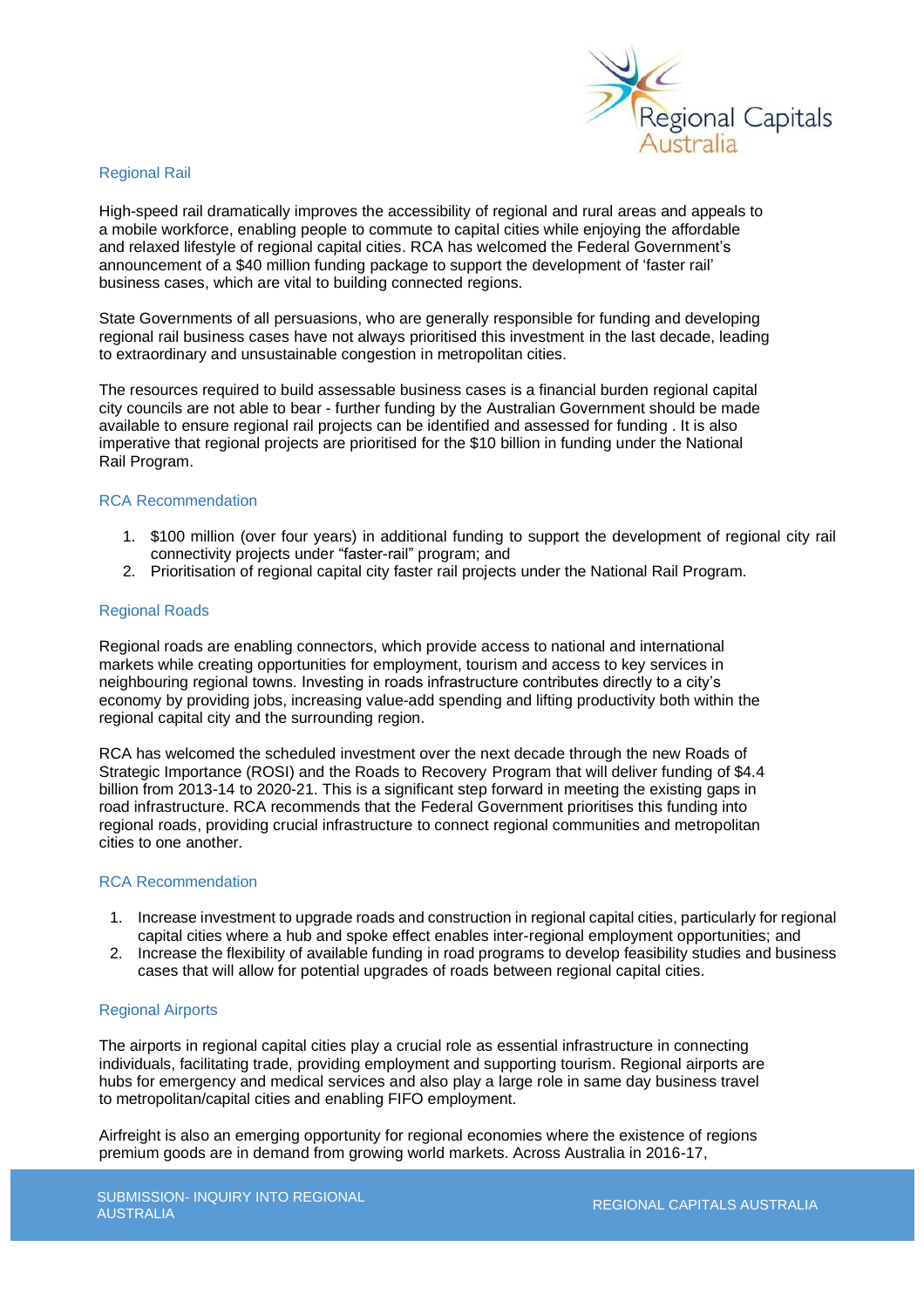## Regional Rail

High-speed rail dramatically improves the accessibility of regional and rural areas and appeals to a mobile workforce, enabling people to commute to capital cities while enjoying the affordable and relaxed lifestyle of regional capital cities. RCA has welcomed the Federal Government's announcement of a $40 million funding package to support the development of 'faster rail' business cases, which are vital to building connected regions.

State Governments of all persuasions, who are generally responsible for funding and developing regional rail business cases have not always prioritised this investment in the last decade, leading to extraordinary and unsustainable congestion in metropolitan cities.

The resources required to build assessable business cases is a financial burden regional capital city councils are not able to bear - further funding by the Australian Government should be made available to ensure regional rail projects can be identified and assessed for funding . It is also imperative that regional projects are prioritised for the $10 billion in funding under the National Rail Program.

### RCA Recommendation

1. $100 million (over four years) in additional funding to support the development of regional city rail connectivity projects under "faster-rail" program; and
2. Prioritisation of regional capital city faster rail projects under the National Rail Program.

## Regional Roads

Regional roads are enabling connectors, which provide access to national and international markets while creating opportunities for employment, tourism and access to key services in neighbouring regional towns. Investing in roads infrastructure contributes directly to a city's economy by providing jobs, increasing value-add spending and lifting productivity both within the regional capital city and the surrounding region.

RCA has welcomed the scheduled investment over the next decade through the new Roads of Strategic Importance (ROSI) and the Roads to Recovery Program that will deliver funding of $4.4 billion from 2013-14 to 2020-21. This is a significant step forward in meeting the existing gaps in road infrastructure. RCA recommends that the Federal Government prioritises this funding into regional roads, providing crucial infrastructure to connect regional communities and metropolitan cities to one another.

### RCA Recommendation

1. Increase investment to upgrade roads and construction in regional capital cities, particularly for regional capital cities where a hub and spoke effect enables inter-regional employment opportunities; and
2. Increase the flexibility of available funding in road programs to develop feasibility studies and business cases that will allow for potential upgrades of roads between regional capital cities.

## Regional Airports

The airports in regional capital cities play a crucial role as essential infrastructure in connecting individuals, facilitating trade, providing employment and supporting tourism. Regional airports are hubs for emergency and medical services and also play a large role in same day business travel to metropolitan/capital cities and enabling FIFO employment.

Airfreight is also an emerging opportunity for regional economies where the existence of regions premium goods are in demand from growing world markets. Across Australia in 2016-17,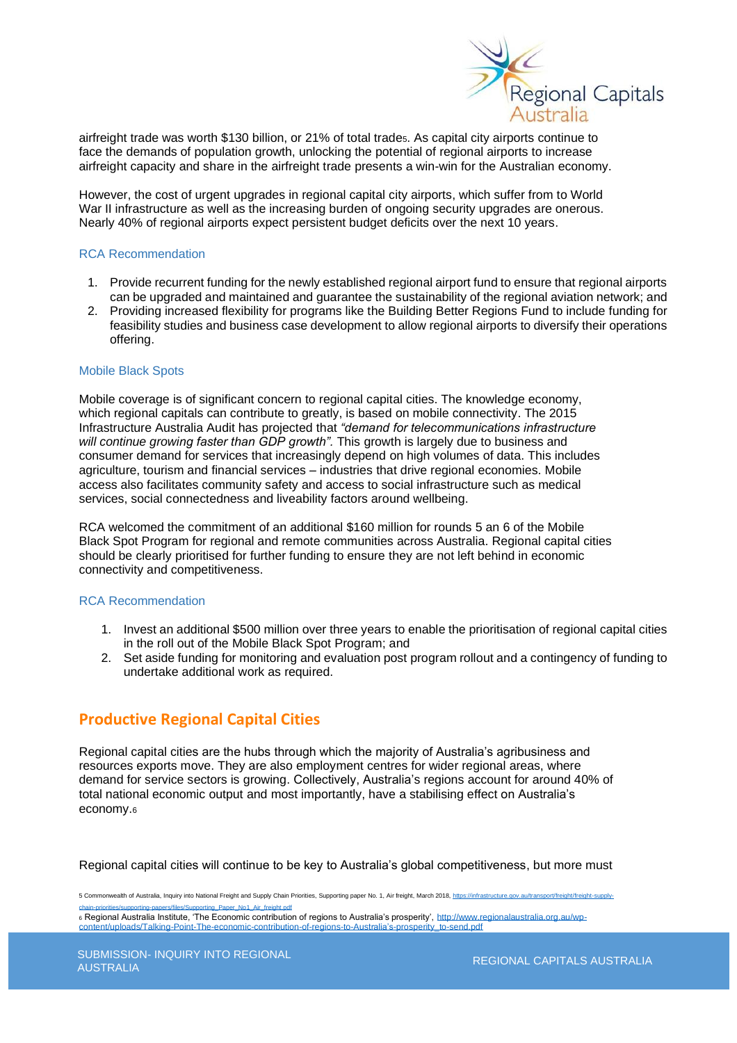airfreight trade was worth $130 billion, or 21% of total trade[5]. As capital city airports continue to face the demands of population growth, unlocking the potential of regional airports to increase airfreight capacity and share in the airfreight trade presents a win-win for the Australian economy.

However, the cost of urgent upgrades in regional capital city airports, which suffer from to World War II infrastructure as well as the increasing burden of ongoing security upgrades are onerous. Nearly 40% of regional airports expect persistent budget deficits over the next 10 years.

### RCA Recommendation

1. Provide recurrent funding for the newly established regional airport fund to ensure that regional airports can be upgraded and maintained and guarantee the sustainability of the regional aviation network; and
2. Providing increased flexibility for programs like the Building Better Regions Fund to include funding for feasibility studies and business case development to allow regional airports to diversify their operations offering.

### Mobile Black Spots

Mobile coverage is of significant concern to regional capital cities. The knowledge economy, which regional capitals can contribute to greatly, is based on mobile connectivity. The 2015 Infrastructure Australia Audit has projected that *"demand for telecommunications infrastructure will continue growing faster than GDP growth".* This growth is largely due to business and consumer demand for services that increasingly depend on high volumes of data. This includes agriculture, tourism and financial services – industries that drive regional economies. Mobile access also facilitates community safety and access to social infrastructure such as medical services, social connectedness and liveability factors around wellbeing.

RCA welcomed the commitment of an additional $160 million for rounds 5 an 6 of the Mobile Black Spot Program for regional and remote communities across Australia. Regional capital cities should be clearly prioritised for further funding to ensure they are not left behind in economic connectivity and competitiveness.

### RCA Recommendation

1. Invest an additional $500 million over three years to enable the prioritisation of regional capital cities in the roll out of the Mobile Black Spot Program; and
2. Set aside funding for monitoring and evaluation post program rollout and a contingency of funding to undertake additional work as required.

## Productive Regional Capital Cities

Regional capital cities are the hubs through which the majority of Australia's agribusiness and resources exports move. They are also employment centres for wider regional areas, where demand for service sectors is growing. Collectively, Australia's regions account for around 40% of total national economic output and most importantly, have a stabilising effect on Australia's economy.[6]

Regional capital cities will continue to be key to Australia's global competitiveness, but more must

[5] Commonwealth of Australia, Inquiry into National Freight and Supply Chain Priorities, Supporting paper No. 1, Air freight, March 2018, https://infrastructure.gov.au/transport/freight/freight-supply-chain-priorities/supporting-papers/files/Supporting_Paper_No1_Air_freight.pdf

[6] Regional Australia Institute, 'The Economic contribution of regions to Australia's prosperity', http://www.regionalaustralia.org.au/wp-content/uploads/Talking-Point-The-economic-contribution-of-regions-to-Australia's-prosperity_to-send.pdf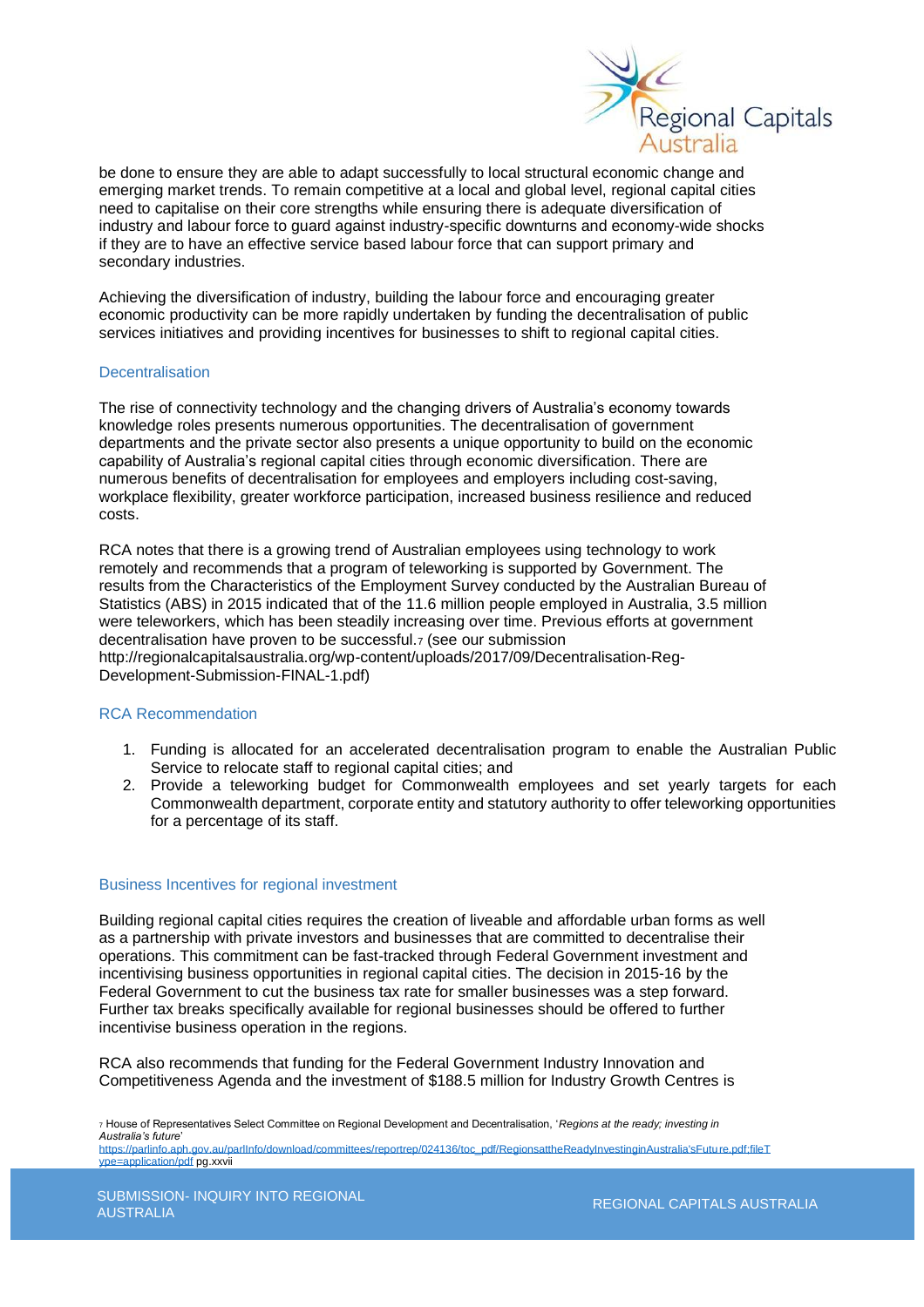be done to ensure they are able to adapt successfully to local structural economic change and emerging market trends. To remain competitive at a local and global level, regional capital cities need to capitalise on their core strengths while ensuring there is adequate diversification of industry and labour force to guard against industry-specific downturns and economy-wide shocks if they are to have an effective service based labour force that can support primary and secondary industries.

Achieving the diversification of industry, building the labour force and encouraging greater economic productivity can be more rapidly undertaken by funding the decentralisation of public services initiatives and providing incentives for businesses to shift to regional capital cities.

### Decentralisation

The rise of connectivity technology and the changing drivers of Australia's economy towards knowledge roles presents numerous opportunities. The decentralisation of government departments and the private sector also presents a unique opportunity to build on the economic capability of Australia's regional capital cities through economic diversification. There are numerous benefits of decentralisation for employees and employers including cost-saving, workplace flexibility, greater workforce participation, increased business resilience and reduced costs.

RCA notes that there is a growing trend of Australian employees using technology to work remotely and recommends that a program of teleworking is supported by Government. The results from the Characteristics of the Employment Survey conducted by the Australian Bureau of Statistics (ABS) in 2015 indicated that of the 11.6 million people employed in Australia, 3.5 million were teleworkers, which has been steadily increasing over time. Previous efforts at government decentralisation have proven to be successful.[7] (see our submission http://regionalcapitalsaustralia.org/wp-content/uploads/2017/09/Decentralisation-Reg-Development-Submission-FINAL-1.pdf)

### RCA Recommendation

1. Funding is allocated for an accelerated decentralisation program to enable the Australian Public Service to relocate staff to regional capital cities; and
2. Provide a teleworking budget for Commonwealth employees and set yearly targets for each Commonwealth department, corporate entity and statutory authority to offer teleworking opportunities for a percentage of its staff.

### Business Incentives for regional investment

Building regional capital cities requires the creation of liveable and affordable urban forms as well as a partnership with private investors and businesses that are committed to decentralise their operations. This commitment can be fast-tracked through Federal Government investment and incentivising business opportunities in regional capital cities. The decision in 2015-16 by the Federal Government to cut the business tax rate for smaller businesses was a step forward. Further tax breaks specifically available for regional businesses should be offered to further incentivise business operation in the regions.

RCA also recommends that funding for the Federal Government Industry Innovation and Competitiveness Agenda and the investment of $188.5 million for Industry Growth Centres is

[7] House of Representatives Select Committee on Regional Development and Decentralisation, '*Regions at the ready; investing in Australia's future*' https://parlinfo.aph.gov.au/parlInfo/download/committees/reportrep/024136/toc_pdf/RegionsattheReadyInvestinginAustralia'sFuture.pdf;fileType=application/pdf pg.xxvii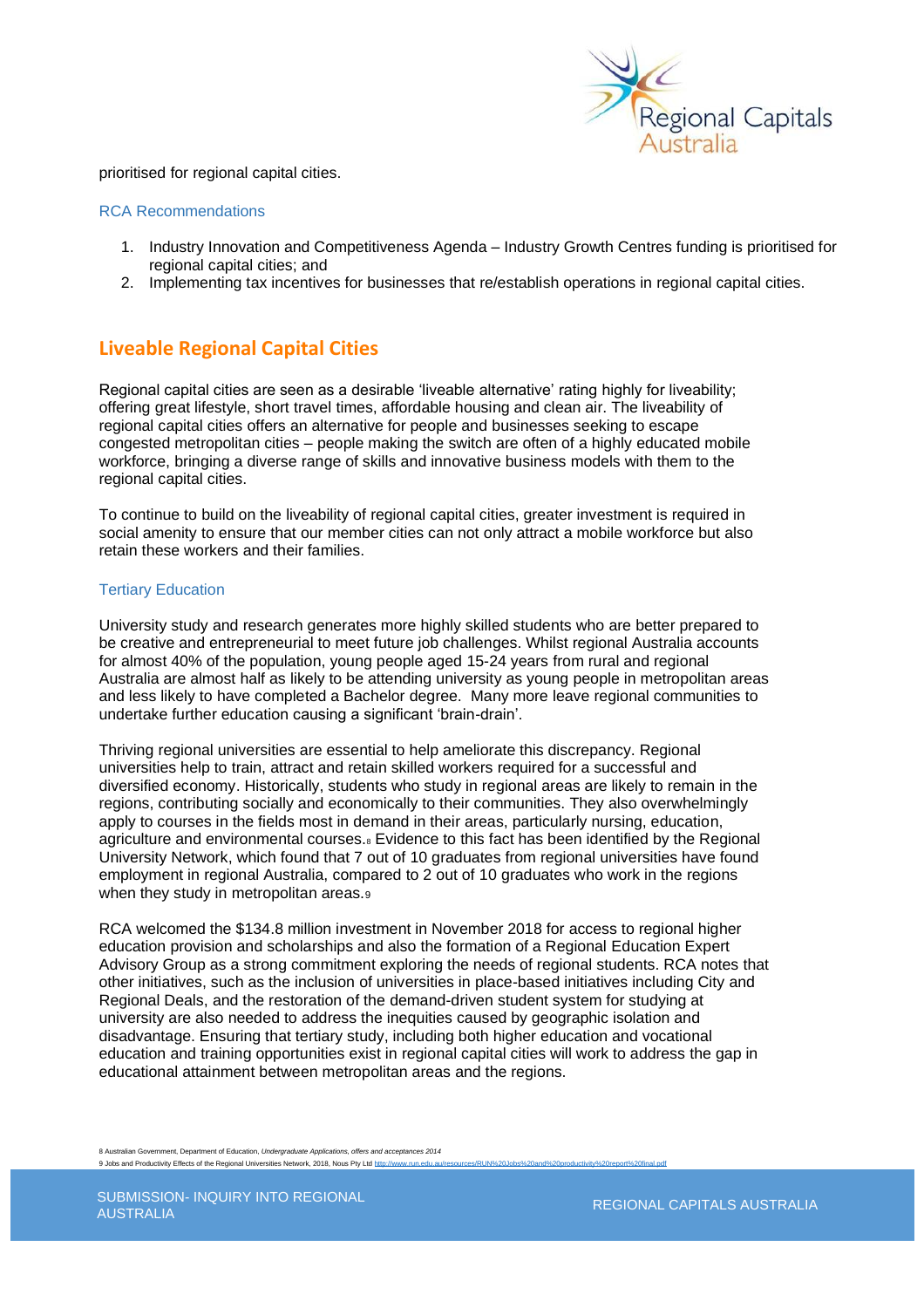prioritised for regional capital cities.

### RCA Recommendations

1. Industry Innovation and Competitiveness Agenda – Industry Growth Centres funding is prioritised for regional capital cities; and
2. Implementing tax incentives for businesses that re/establish operations in regional capital cities.

## Liveable Regional Capital Cities

Regional capital cities are seen as a desirable 'liveable alternative' rating highly for liveability; offering great lifestyle, short travel times, affordable housing and clean air. The liveability of regional capital cities offers an alternative for people and businesses seeking to escape congested metropolitan cities – people making the switch are often of a highly educated mobile workforce, bringing a diverse range of skills and innovative business models with them to the regional capital cities.

To continue to build on the liveability of regional capital cities, greater investment is required in social amenity to ensure that our member cities can not only attract a mobile workforce but also retain these workers and their families.

### Tertiary Education

University study and research generates more highly skilled students who are better prepared to be creative and entrepreneurial to meet future job challenges. Whilst regional Australia accounts for almost 40% of the population, young people aged 15-24 years from rural and regional Australia are almost half as likely to be attending university as young people in metropolitan areas and less likely to have completed a Bachelor degree. Many more leave regional communities to undertake further education causing a significant 'brain-drain'.

Thriving regional universities are essential to help ameliorate this discrepancy. Regional universities help to train, attract and retain skilled workers required for a successful and diversified economy. Historically, students who study in regional areas are likely to remain in the regions, contributing socially and economically to their communities. They also overwhelmingly apply to courses in the fields most in demand in their areas, particularly nursing, education, agriculture and environmental courses.[8] Evidence to this fact has been identified by the Regional University Network, which found that 7 out of 10 graduates from regional universities have found employment in regional Australia, compared to 2 out of 10 graduates who work in the regions when they study in metropolitan areas.[9]

RCA welcomed the $134.8 million investment in November 2018 for access to regional higher education provision and scholarships and also the formation of a Regional Education Expert Advisory Group as a strong commitment exploring the needs of regional students. RCA notes that other initiatives, such as the inclusion of universities in place-based initiatives including City and Regional Deals, and the restoration of the demand-driven student system for studying at university are also needed to address the inequities caused by geographic isolation and disadvantage. Ensuring that tertiary study, including both higher education and vocational education and training opportunities exist in regional capital cities will work to address the gap in educational attainment between metropolitan areas and the regions.

8 Australian Government, Department of Education, *Undergraduate Applications, offers and acceptances 2014*
9 Jobs and Productivity Effects of the Regional Universities Network, 2018, Nous Pty Ltd http://www.run.edu.au/resources/RUN%20Jobs%20and%20productivity%20report%20final.pdf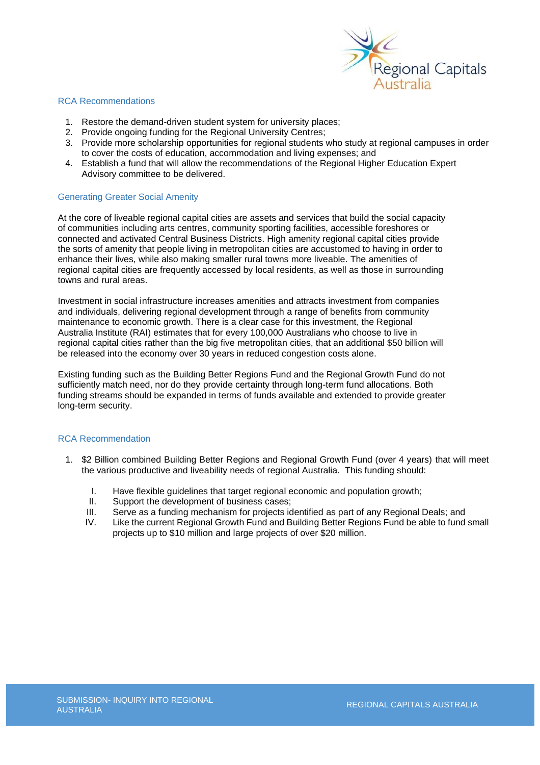## RCA Recommendations

1. Restore the demand-driven student system for university places;
2. Provide ongoing funding for the Regional University Centres;
3. Provide more scholarship opportunities for regional students who study at regional campuses in order to cover the costs of education, accommodation and living expenses; and
4. Establish a fund that will allow the recommendations of the Regional Higher Education Expert Advisory committee to be delivered.

## Generating Greater Social Amenity

At the core of liveable regional capital cities are assets and services that build the social capacity of communities including arts centres, community sporting facilities, accessible foreshores or connected and activated Central Business Districts. High amenity regional capital cities provide the sorts of amenity that people living in metropolitan cities are accustomed to having in order to enhance their lives, while also making smaller rural towns more liveable. The amenities of regional capital cities are frequently accessed by local residents, as well as those in surrounding towns and rural areas.

Investment in social infrastructure increases amenities and attracts investment from companies and individuals, delivering regional development through a range of benefits from community maintenance to economic growth. There is a clear case for this investment, the Regional Australia Institute (RAI) estimates that for every 100,000 Australians who choose to live in regional capital cities rather than the big five metropolitan cities, that an additional $50 billion will be released into the economy over 30 years in reduced congestion costs alone.

Existing funding such as the Building Better Regions Fund and the Regional Growth Fund do not sufficiently match need, nor do they provide certainty through long-term fund allocations. Both funding streams should be expanded in terms of funds available and extended to provide greater long-term security.

## RCA Recommendation

1. $2 Billion combined Building Better Regions and Regional Growth Fund (over 4 years) that will meet the various productive and liveability needs of regional Australia. This funding should:

   I. Have flexible guidelines that target regional economic and population growth;
   II. Support the development of business cases;
   III. Serve as a funding mechanism for projects identified as part of any Regional Deals; and
   IV. Like the current Regional Growth Fund and Building Better Regions Fund be able to fund small projects up to $10 million and large projects of over $20 million.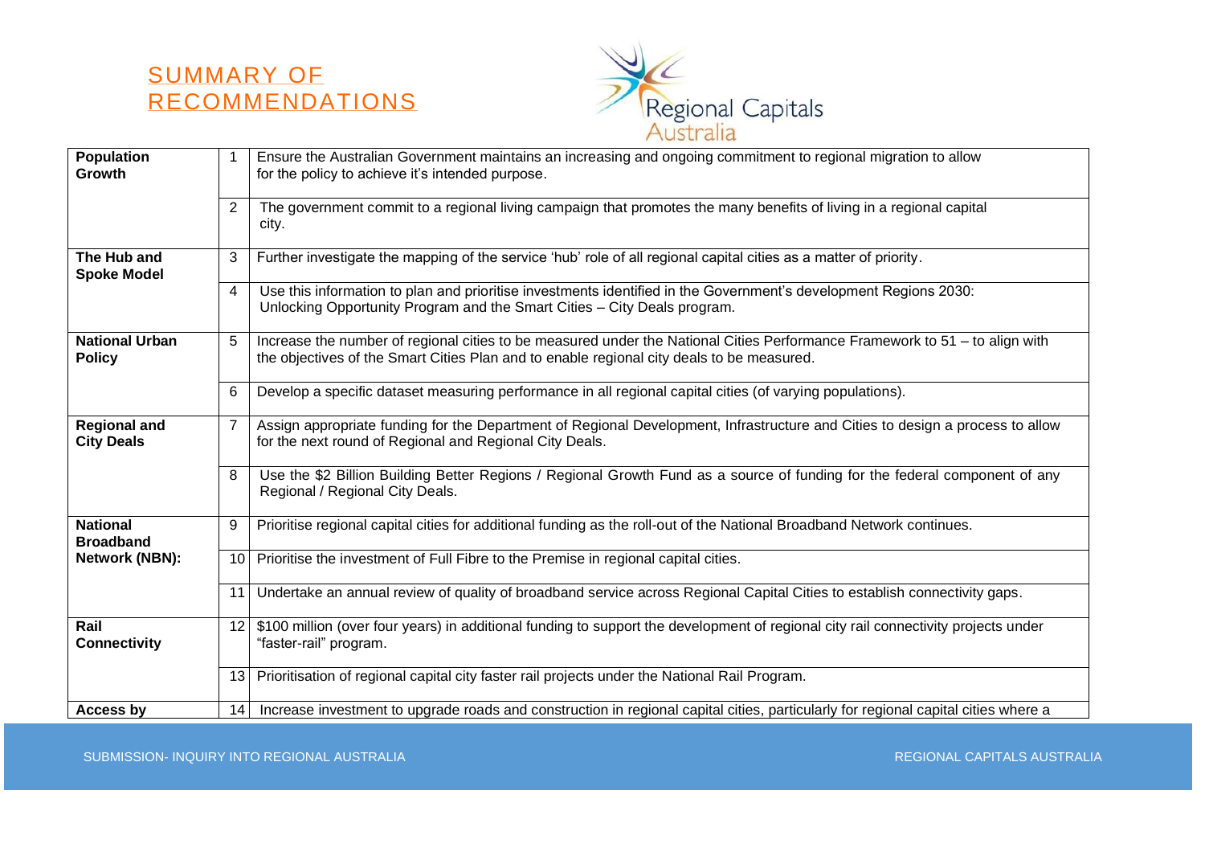# SUMMARY OF RECOMMENDATIONS

| | | |
|---|---|---|
| **Population Growth** | 1 | Ensure the Australian Government maintains an increasing and ongoing commitment to regional migration to allow for the policy to achieve it's intended purpose. |
| | 2 | The government commit to a regional living campaign that promotes the many benefits of living in a regional capital city. |
| **The Hub and Spoke Model** | 3 | Further investigate the mapping of the service 'hub' role of all regional capital cities as a matter of priority. |
| | 4 | Use this information to plan and prioritise investments identified in the Government's development Regions 2030: Unlocking Opportunity Program and the Smart Cities – City Deals program. |
| **National Urban Policy** | 5 | Increase the number of regional cities to be measured under the National Cities Performance Framework to 51 – to align with the objectives of the Smart Cities Plan and to enable regional city deals to be measured. |
| | 6 | Develop a specific dataset measuring performance in all regional capital cities (of varying populations). |
| **Regional and City Deals** | 7 | Assign appropriate funding for the Department of Regional Development, Infrastructure and Cities to design a process to allow for the next round of Regional and Regional City Deals. |
| | 8 | Use the $2 Billion Building Better Regions / Regional Growth Fund as a source of funding for the federal component of any Regional / Regional City Deals. |
| **National Broadband Network (NBN):** | 9 | Prioritise regional capital cities for additional funding as the roll-out of the National Broadband Network continues. |
| | 10 | Prioritise the investment of Full Fibre to the Premise in regional capital cities. |
| | 11 | Undertake an annual review of quality of broadband service across Regional Capital Cities to establish connectivity gaps. |
| **Rail Connectivity** | 12 | $100 million (over four years) in additional funding to support the development of regional city rail connectivity projects under "faster-rail" program. |
| | 13 | Prioritisation of regional capital city faster rail projects under the National Rail Program. |
| **Access by** | 14 | Increase investment to upgrade roads and construction in regional capital cities, particularly for regional capital cities where a |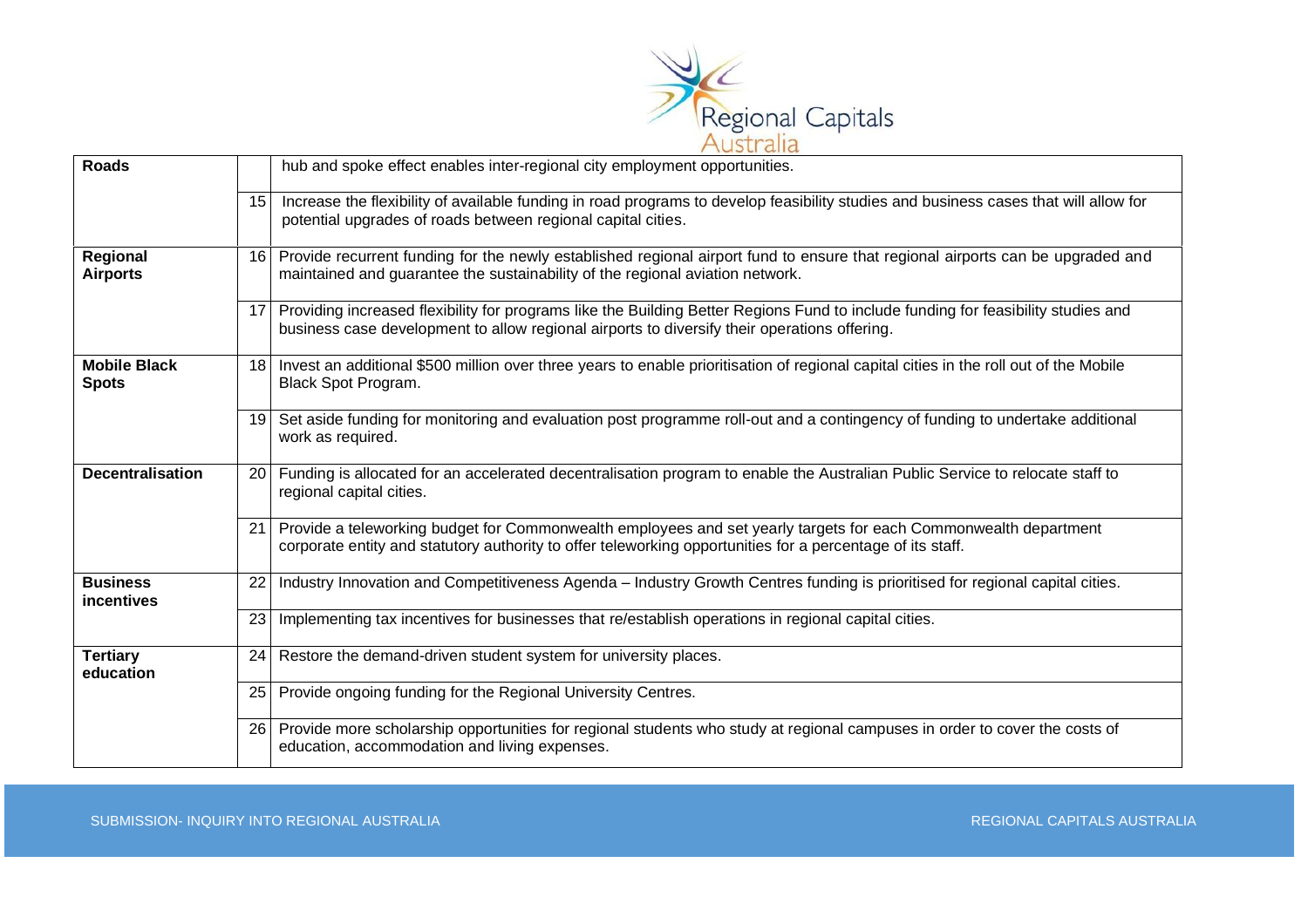| Roads | | hub and spoke effect enables inter-regional city employment opportunities. |
|---|---|---|
| | 15 | Increase the flexibility of available funding in road programs to develop feasibility studies and business cases that will allow for potential upgrades of roads between regional capital cities. |
| **Regional Airports** | 16 | Provide recurrent funding for the newly established regional airport fund to ensure that regional airports can be upgraded and maintained and guarantee the sustainability of the regional aviation network. |
| | 17 | Providing increased flexibility for programs like the Building Better Regions Fund to include funding for feasibility studies and business case development to allow regional airports to diversify their operations offering. |
| **Mobile Black Spots** | 18 | Invest an additional $500 million over three years to enable prioritisation of regional capital cities in the roll out of the Mobile Black Spot Program. |
| | 19 | Set aside funding for monitoring and evaluation post programme roll-out and a contingency of funding to undertake additional work as required. |
| **Decentralisation** | 20 | Funding is allocated for an accelerated decentralisation program to enable the Australian Public Service to relocate staff to regional capital cities. |
| | 21 | Provide a teleworking budget for Commonwealth employees and set yearly targets for each Commonwealth department corporate entity and statutory authority to offer teleworking opportunities for a percentage of its staff. |
| **Business incentives** | 22 | Industry Innovation and Competitiveness Agenda – Industry Growth Centres funding is prioritised for regional capital cities. |
| | 23 | Implementing tax incentives for businesses that re/establish operations in regional capital cities. |
| **Tertiary education** | 24 | Restore the demand-driven student system for university places. |
| | 25 | Provide ongoing funding for the Regional University Centres. |
| | 26 | Provide more scholarship opportunities for regional students who study at regional campuses in order to cover the costs of education, accommodation and living expenses. |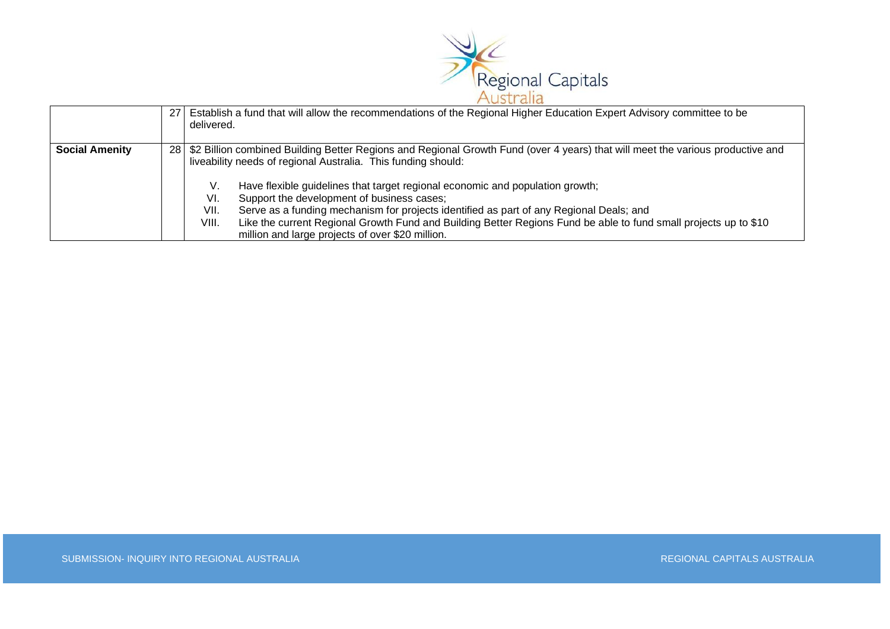| | | |
|---|---|---|
| | 27 | Establish a fund that will allow the recommendations of the Regional Higher Education Expert Advisory committee to be delivered. |
| **Social Amenity** | 28 | $2 Billion combined Building Better Regions and Regional Growth Fund (over 4 years) that will meet the various productive and liveability needs of regional Australia. This funding should:<br><br>V. Have flexible guidelines that target regional economic and population growth;<br>VI. Support the development of business cases;<br>VII. Serve as a funding mechanism for projects identified as part of any Regional Deals; and<br>VIII. Like the current Regional Growth Fund and Building Better Regions Fund be able to fund small projects up to $10 million and large projects of over $20 million. |